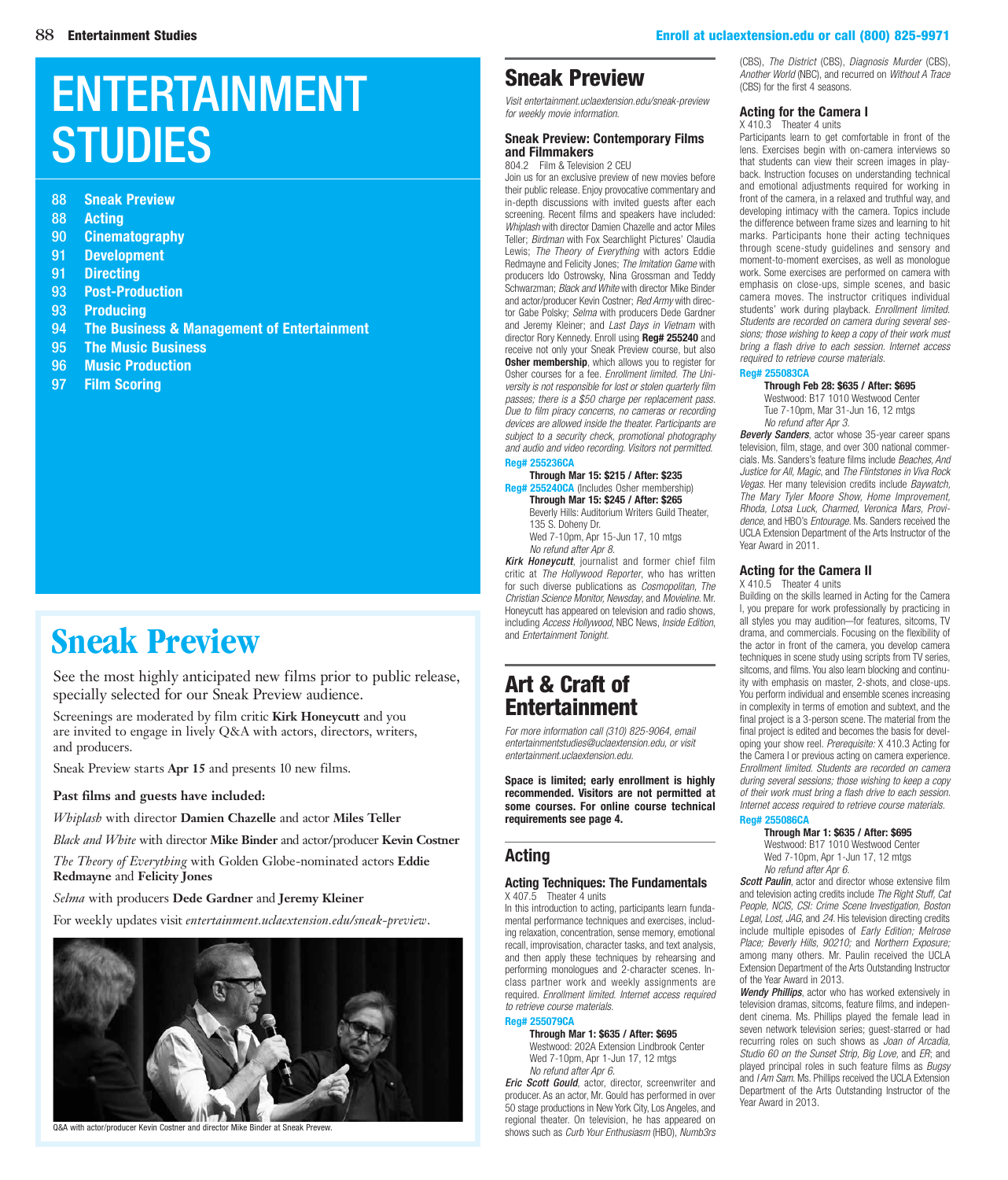# ENTERTAINMENT STUDIES

- 88 **Sneak Preview**
- 88 **Acting**
- 90 **Cinematography**
- 91 **Development**
- 91 **Directing**
- 93 **Post-Production**
- 93 **Producing**
- 94 **The Business & Management of Entertainment**
- 95 **The Music Business**
- 96 **Music Production**
- 97 **Film Scoring**

## Sneak Preview

See the most highly anticipated new films prior to public release, specially selected for our Sneak Preview audience.

Screenings are moderated by film critic **Kirk Honeycutt** and you are invited to engage in lively Q&A with actors, directors, writers, and producers.

Sneak Preview starts **Apr 15** and presents 10 new films.

**Past films and guests have included:**

*Whiplash* with director **Damien Chazelle** and actor **Miles Teller**

*Black and White* with director **Mike Binder** and actor/producer **Kevin Costner**

*The Theory of Everything* with Golden Globe-nominated actors **Eddie Redmayne** and **Felicity Jones**

*Selma* with producers **Dede Gardner** and **Jeremy Kleiner**

For weekly updates visit *entertainment.uclaextension.edu/sneak-preview*.

Q&A with actor/producer Kevin Costner and director Mike Binder at Sneak Prevew.

## Sneak Preview

*Visit entertainment.uclaextension.edu/sneak-preview for weekly movie information.*

### Sneak Preview: Contemporary Films and Filmmakers

804.2 Film & Television 2 CEU

Join us for an exclusive preview of new movies before their public release. Enjoy provocative commentary and in-depth discussions with invited guests after each screening. Recent films and speakers have included: *Whiplash* with director Damien Chazelle and actor Miles Teller; *Birdman* with Fox Searchlight Pictures' Claudia Lewis; *The Theory of Everything* with actors Eddie Redmayne and Felicity Jones; *The Imitation Game* with producers Ido Ostrowsky, Nina Grossman and Teddy Schwarzman; *Black and White* with director Mike Binder and actor/producer Kevin Costner; *Red Army* with director Gabe Polsky; *Selma* with producers Dede Gardner and Jeremy Kleiner; and *Last Days in Vietnam* with director Rory Kennedy. Enroll using **Reg# 255240** and receive not only your Sneak Preview course, but also **Osher membership**, which allows you to register for Osher courses for a fee. *Enrollment limited. The University is not responsible for lost or stolen quarterly film passes; there is a $50 charge per replacement pass. Due to film piracy concerns, no cameras or recording devices are allowed inside the theater. Participants are subject to a security check, promotional photography and audio and video recording. Visitors not permitted.*

**Reg# 255236CA**
**Through Mar 15: $215 / After: $235**
**Reg# 255240CA** (Includes Osher membership)
**Through Mar 15: $245 / After: $265**
Beverly Hills: Auditorium Writers Guild Theater, 135 S. Doheny Dr.
Wed 7-10pm, Apr 15-Jun 17, 10 mtgs
*No refund after Apr 8.*

***Kirk Honeycutt***, journalist and former chief film critic at *The Hollywood Reporter*, who has written for such diverse publications as *Cosmopolitan, The Christian Science Monitor, Newsday*, and *Movieline*. Mr. Honeycutt has appeared on television and radio shows, including *Access Hollywood*, NBC News, *Inside Edition*, and *Entertainment Tonight*.

## Art & Craft of Entertainment

*For more information call (310) 825-9064, email entertainmentstudies@uclaextension.edu, or visit entertainment.uclaextension.edu.*

**Space is limited; early enrollment is highly recommended. Visitors are not permitted at some courses. For online course technical requirements see page 4.**

## Acting

### Acting Techniques: The Fundamentals

X 407.5 Theater 4 units

In this introduction to acting, participants learn fundamental performance techniques and exercises, including relaxation, concentration, sense memory, emotional recall, improvisation, character tasks, and text analysis, and then apply these techniques by rehearsing and performing monologues and 2-character scenes. In-class partner work and weekly assignments are required. *Enrollment limited. Internet access required to retrieve course materials.*

**Reg# 255079CA**
**Through Mar 1: $635 / After: $695**
Westwood: 202A Extension Lindbrook Center
Wed 7-10pm, Apr 1-Jun 17, 12 mtgs
*No refund after Apr 6.*

***Eric Scott Gould***, actor, director, screenwriter and producer. As an actor, Mr. Gould has performed in over 50 stage productions in New York City, Los Angeles, and regional theater. On television, he has appeared on shows such as *Curb Your Enthusiasm* (HBO), *Numb3rs* (CBS), *The District* (CBS), *Diagnosis Murder* (CBS), *Another World* (NBC), and recurred on *Without A Trace* (CBS) for the first 4 seasons.

### Acting for the Camera I

X 410.3 Theater 4 units

Participants learn to get comfortable in front of the lens. Exercises begin with on-camera interviews so that students can view their screen images in playback. Instruction focuses on understanding technical and emotional adjustments required for working in front of the camera, in a relaxed and truthful way, and developing intimacy with the camera. Topics include the difference between frame sizes and learning to hit marks. Participants hone their acting techniques through scene-study guidelines and sensory and moment-to-moment exercises, as well as monologue work. Some exercises are performed on camera with emphasis on close-ups, simple scenes, and basic camera moves. The instructor critiques individual students' work during playback. *Enrollment limited. Students are recorded on camera during several sessions; those wishing to keep a copy of their work must bring a flash drive to each session. Internet access required to retrieve course materials.*

**Reg# 255083CA**
**Through Feb 28: $635 / After: $695**
Westwood: B17 1010 Westwood Center
Tue 7-10pm, Mar 31-Jun 16, 12 mtgs
*No refund after Apr 3.*

***Beverly Sanders***, actor whose 35-year career spans television, film, stage, and over 300 national commercials. Ms. Sanders's feature films include *Beaches, And Justice for All, Magic*, and *The Flintstones in Viva Rock Vegas*. Her many television credits include *Baywatch, The Mary Tyler Moore Show, Home Improvement, Rhoda, Lotsa Luck, Charmed, Veronica Mars, Providence*, and HBO's *Entourage*. Ms. Sanders received the UCLA Extension Department of the Arts Instructor of the Year Award in 2011.

### Acting for the Camera II

X 410.5 Theater 4 units

Building on the skills learned in Acting for the Camera I, you prepare for work professionally by practicing in all styles you may audition—for features, sitcoms, TV drama, and commercials. Focusing on the flexibility of the actor in front of the camera, you develop camera techniques in scene study using scripts from TV series, sitcoms, and films. You also learn blocking and continuity with emphasis on master, 2-shots, and close-ups. You perform individual and ensemble scenes increasing in complexity in terms of emotion and subtext, and the final project is a 3-person scene. The material from the final project is edited and becomes the basis for developing your show reel. *Prerequisite:* X 410.3 Acting for the Camera I or previous acting on camera experience. *Enrollment limited. Students are recorded on camera during several sessions; those wishing to keep a copy of their work must bring a flash drive to each session. Internet access required to retrieve course materials.*

**Reg# 255086CA**
**Through Mar 1: $635 / After: $695**
Westwood: B17 1010 Westwood Center
Wed 7-10pm, Apr 1-Jun 17, 12 mtgs
*No refund after Apr 6.*

***Scott Paulin***, actor and director whose extensive film and television acting credits include *The Right Stuff, Cat People, NCIS, CSI: Crime Scene Investigation, Boston Legal, Lost, JAG*, and *24*. His television directing credits include multiple episodes of *Early Edition; Melrose Place; Beverly Hills, 90210;* and *Northern Exposure;* among many others. Mr. Paulin received the UCLA Extension Department of the Arts Outstanding Instructor of the Year Award in 2013.

***Wendy Phillips***, actor who has worked extensively in television dramas, sitcoms, feature films, and independent cinema. Ms. Phillips played the female lead in seven network television series; guest-starred or had recurring roles on such shows as *Joan of Arcadia, Studio 60 on the Sunset Strip, Big Love*, and *ER*; and played principal roles in such feature films as *Bugsy* and *I Am Sam*. Ms. Phillips received the UCLA Extension Department of the Arts Outstanding Instructor of the Year Award in 2013.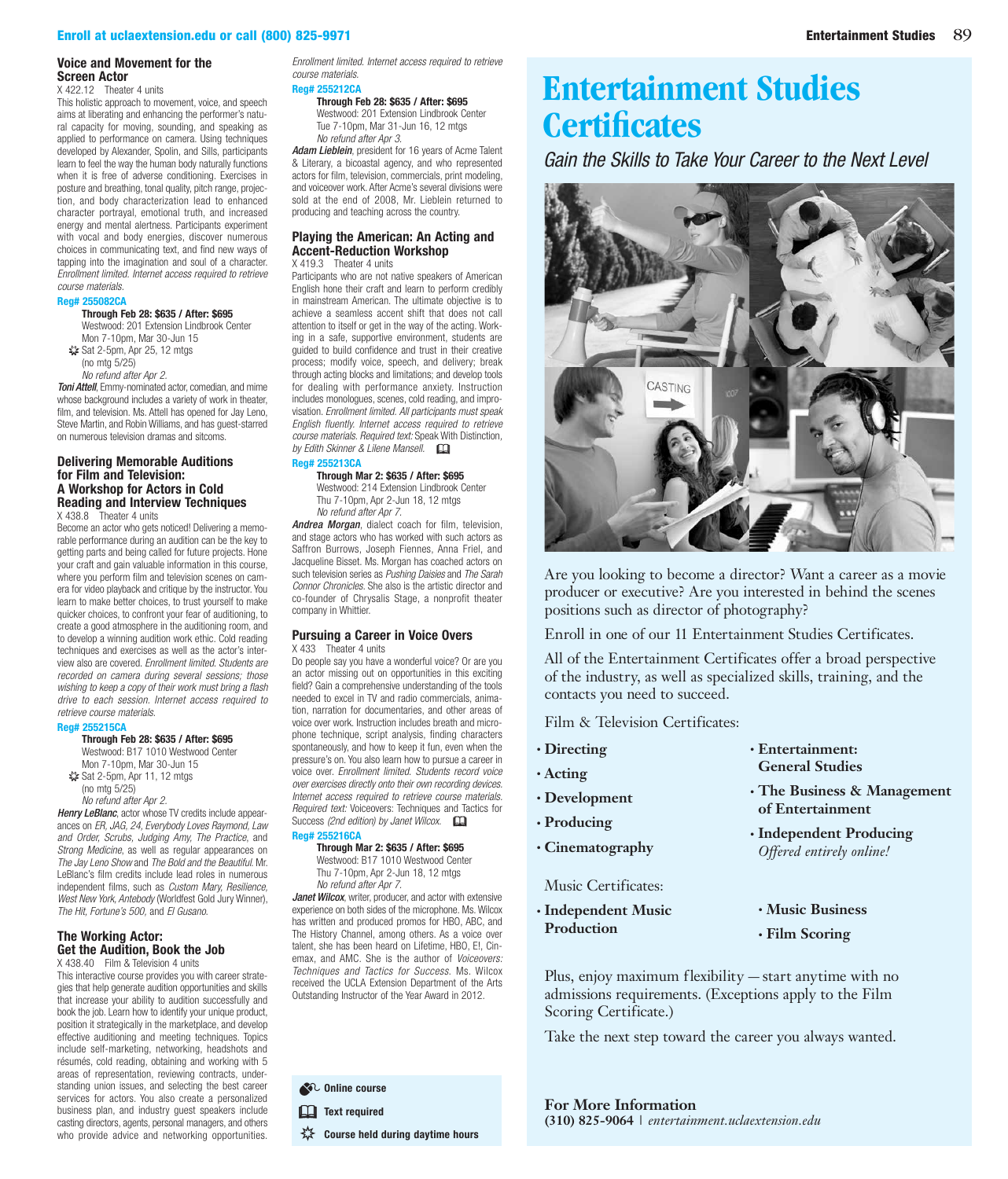### Voice and Movement for the Screen Actor

X 422.12 Theater 4 units

This holistic approach to movement, voice, and speech aims at liberating and enhancing the performer's natural capacity for moving, sounding, and speaking as applied to performance on camera. Using techniques developed by Alexander, Spolin, and Sills, participants learn to feel the way the human body naturally functions when it is free of adverse conditioning. Exercises in posture and breathing, tonal quality, pitch range, projection, and body characterization lead to enhanced character portrayal, emotional truth, and increased energy and mental alertness. Participants experiment with vocal and body energies, discover numerous choices in communicating text, and find new ways of tapping into the imagination and soul of a character. *Enrollment limited. Internet access required to retrieve course materials.*

**Reg# 255082CA**

**Through Feb 28: $635 / After: $695**
Westwood: 201 Extension Lindbrook Center
Mon 7-10pm, Mar 30-Jun 15
☼ Sat 2-5pm, Apr 25, 12 mtgs
(no mtg 5/25)
*No refund after Apr 2.*

***Toni Attell***, Emmy-nominated actor, comedian, and mime whose background includes a variety of work in theater, film, and television. Ms. Attell has opened for Jay Leno, Steve Martin, and Robin Williams, and has guest-starred on numerous television dramas and sitcoms.

### Delivering Memorable Auditions for Film and Television: A Workshop for Actors in Cold Reading and Interview Techniques

X 438.8 Theater 4 units

Become an actor who gets noticed! Delivering a memorable performance during an audition can be the key to getting parts and being called for future projects. Hone your craft and gain valuable information in this course, where you perform film and television scenes on camera for video playback and critique by the instructor. You learn to make better choices, to trust yourself to make quicker choices, to confront your fear of auditioning, to create a good atmosphere in the auditioning room, and to develop a winning audition work ethic. Cold reading techniques and exercises as well as the actor's interview also are covered. *Enrollment limited. Students are recorded on camera during several sessions; those wishing to keep a copy of their work must bring a flash drive to each session. Internet access required to retrieve course materials.*

**Reg# 255215CA**

**Through Feb 28: $635 / After: $695**
Westwood: B17 1010 Westwood Center
Mon 7-10pm, Mar 30-Jun 15
☼ Sat 2-5pm, Apr 11, 12 mtgs
(no mtg 5/25)
*No refund after Apr 2.*

***Henry LeBlanc***, actor whose TV credits include appearances on *ER, JAG, 24, Everybody Loves Raymond, Law and Order, Scrubs, Judging Amy, The Practice*, and *Strong Medicine*, as well as regular appearances on *The Jay Leno Show* and *The Bold and the Beautiful*. Mr. LeBlanc's film credits include lead roles in numerous independent films, such as *Custom Mary, Resilience, West New York, Antebody* (Worldfest Gold Jury Winner), *The Hit, Fortune's 500*, and *El Gusano*.

### The Working Actor: Get the Audition, Book the Job

X 438.40 Film & Television 4 units

This interactive course provides you with career strategies that help generate audition opportunities and skills that increase your ability to audition successfully and book the job. Learn how to identify your unique product, position it strategically in the marketplace, and develop effective auditioning and meeting techniques. Topics include self-marketing, networking, headshots and résumés, cold reading, obtaining and working with 5 areas of representation, reviewing contracts, understanding union issues, and selecting the best career services for actors. You also create a personalized business plan, and industry guest speakers include casting directors, agents, personal managers, and others who provide advice and networking opportunities. *Enrollment limited. Internet access required to retrieve course materials.*

**Reg# 255212CA**

**Through Feb 28: $635 / After: $695**
Westwood: 201 Extension Lindbrook Center
Tue 7-10pm, Mar 31-Jun 16, 12 mtgs
*No refund after Apr 3.*

***Adam Lieblein***, president for 16 years of Acme Talent & Literary, a bicoastal agency, and who represented actors for film, television, commercials, print modeling, and voiceover work. After Acme's several divisions were sold at the end of 2008, Mr. Lieblein returned to producing and teaching across the country.

### Playing the American: An Acting and Accent-Reduction Workshop

X 419.3 Theater 4 units

Participants who are not native speakers of American English hone their craft and learn to perform credibly in mainstream American. The ultimate objective is to achieve a seamless accent shift that does not call attention to itself or get in the way of the acting. Working in a safe, supportive environment, students are guided to build confidence and trust in their creative process; modify voice, speech, and delivery; break through acting blocks and limitations; and develop tools for dealing with performance anxiety. Instruction includes monologues, scenes, cold reading, and improvisation. *Enrollment limited. All participants must speak English fluently. Internet access required to retrieve course materials. Required text:* Speak With Distinction, *by Edith Skinner & Lilene Mansell.* 📖

**Reg# 255213CA**

**Through Mar 2: $635 / After: $695**
Westwood: 214 Extension Lindbrook Center
Thu 7-10pm, Apr 2-Jun 18, 12 mtgs
*No refund after Apr 7.*

***Andrea Morgan***, dialect coach for film, television, and stage actors who has worked with such actors as Saffron Burrows, Joseph Fiennes, Anna Friel, and Jacqueline Bisset. Ms. Morgan has coached actors on such television series as *Pushing Daisies* and *The Sarah Connor Chronicles*. She also is the artistic director and co-founder of Chrysalis Stage, a nonprofit theater company in Whittier.

### Pursuing a Career in Voice Overs

X 433 Theater 4 units

Do people say you have a wonderful voice? Or are you an actor missing out on opportunities in this exciting field? Gain a comprehensive understanding of the tools needed to excel in TV and radio commercials, animation, narration for documentaries, and other areas of voice over work. Instruction includes breath and microphone technique, script analysis, finding characters spontaneously, and how to keep it fun, even when the pressure's on. You also learn how to pursue a career in voice over. *Enrollment limited. Students record voice over exercises directly onto their own recording devices. Internet access required to retrieve course materials. Required text:* Voiceovers: Techniques and Tactics for Success *(2nd edition) by Janet Wilcox.* 📖

**Reg# 255216CA**

**Through Mar 2: $635 / After: $695**
Westwood: B17 1010 Westwood Center
Thu 7-10pm, Apr 2-Jun 18, 12 mtgs
*No refund after Apr 7.*

***Janet Wilcox***, writer, producer, and actor with extensive experience on both sides of the microphone. Ms. Wilcox has written and produced promos for HBO, ABC, and The History Channel, among others. As a voice over talent, she has been heard on Lifetime, HBO, E!, Cinemax, and AMC. She is the author of *Voiceovers: Techniques and Tactics for Success*. Ms. Wilcox received the UCLA Extension Department of the Arts Outstanding Instructor of the Year Award in 2012.

- **Online course**
- 📖 **Text required**
- ☼ **Course held during daytime hours**

# Entertainment Studies Certificates

*Gain the Skills to Take Your Career to the Next Level*

Are you looking to become a director? Want a career as a movie producer or executive? Are you interested in behind the scenes positions such as director of photography?

Enroll in one of our 11 Entertainment Studies Certificates.

All of the Entertainment Certificates offer a broad perspective of the industry, as well as specialized skills, training, and the contacts you need to succeed.

Film & Television Certificates:

- **Directing**
- **Acting**
- **Development**
- **Producing**
- **Cinematography**
- **Entertainment: General Studies**
- **The Business & Management of Entertainment**
- **Independent Producing** *Offered entirely online!*

Music Certificates:

- **Independent Music Production**
- **Music Business**
- **Film Scoring**

Plus, enjoy maximum flexibility — start anytime with no admissions requirements. (Exceptions apply to the Film Scoring Certificate.)

Take the next step toward the career you always wanted.

**For More Information**
**(310) 825-9064** | *entertainment.uclaextension.edu*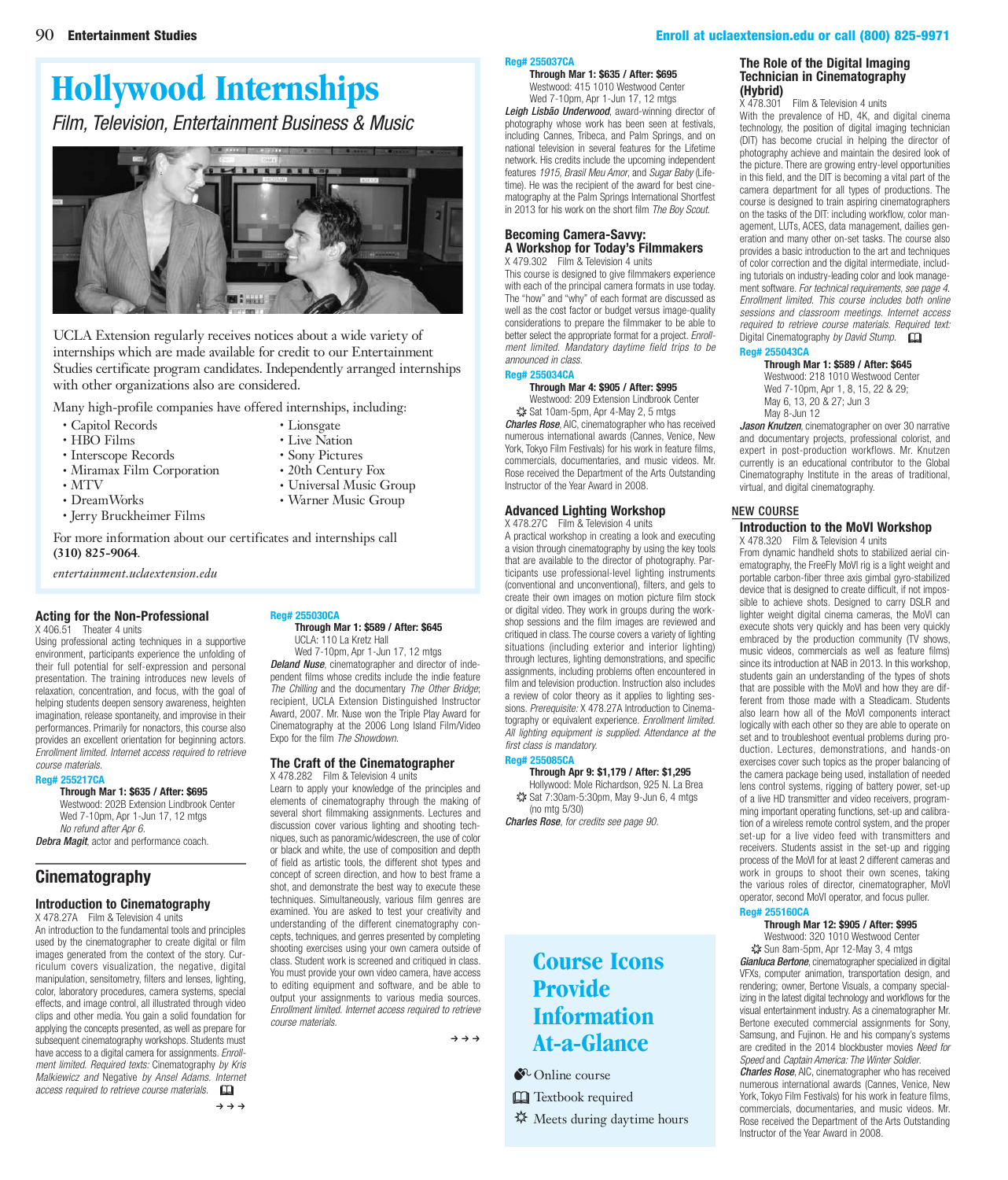# Hollywood Internships

*Film, Television, Entertainment Business & Music*

UCLA Extension regularly receives notices about a wide variety of internships which are made available for credit to our Entertainment Studies certificate program candidates. Independently arranged internships with other organizations also are considered.

Many high-profile companies have offered internships, including:

- Capitol Records
- HBO Films
- Interscope Records
- Miramax Film Corporation
- MTV
- DreamWorks
- Jerry Bruckheimer Films
- Lionsgate
- Live Nation
- Sony Pictures
- 20th Century Fox
- Universal Music Group
- Warner Music Group

For more information about our certificates and internships call **(310) 825-9064**.

*entertainment.uclaextension.edu*

### Acting for the Non-Professional

X 406.51 Theater 4 units

Using professional acting techniques in a supportive environment, participants experience the unfolding of their full potential for self-expression and personal presentation. The training introduces new levels of relaxation, concentration, and focus, with the goal of helping students deepen sensory awareness, heighten imagination, release spontaneity, and improvise in their performances. Primarily for nonactors, this course also provides an excellent orientation for beginning actors. *Enrollment limited. Internet access required to retrieve course materials.*

**Reg# 255217CA**

**Through Mar 1: $635 / After: $695**
Westwood: 202B Extension Lindbrook Center
Wed 7-10pm, Apr 1-Jun 17, 12 mtgs
*No refund after Apr 6.*

***Debra Magit***, actor and performance coach.

## Cinematography

### Introduction to Cinematography

X 478.27A Film & Television 4 units

An introduction to the fundamental tools and principles used by the cinematographer to create digital or film images generated from the context of the story. Curriculum covers visualization, the negative, digital manipulation, sensitometry, filters and lenses, lighting, color, laboratory procedures, camera systems, special effects, and image control, all illustrated through video clips and other media. You gain a solid foundation for applying the concepts presented, as well as prepare for subsequent cinematography workshops. Students must have access to a digital camera for assignments. *Enrollment limited. Required texts:* Cinematography *by Kris Malkiewicz and* Negative *by Ansel Adams. Internet access required to retrieve course materials.* 📖

**Reg# 255030CA**

**Through Mar 1: $589 / After: $645**
UCLA: 110 La Kretz Hall
Wed 7-10pm, Apr 1-Jun 17, 12 mtgs

***Deland Nuse***, cinematographer and director of independent films whose credits include the indie feature *The Chilling* and the documentary *The Other Bridge*; recipient, UCLA Extension Distinguished Instructor Award, 2007. Mr. Nuse won the Triple Play Award for Cinematography at the 2006 Long Island Film/Video Expo for the film *The Showdown*.

### The Craft of the Cinematographer

X 478.282 Film & Television 4 units

Learn to apply your knowledge of the principles and elements of cinematography through the making of several short filmmaking assignments. Lectures and discussion cover various lighting and shooting techniques, such as panoramic/widescreen, the use of color or black and white, the use of composition and depth of field as artistic tools, the different shot types and concept of screen direction, and how to best frame a shot, and demonstrate the best way to execute these techniques. Simultaneously, various film genres are examined. You are asked to test your creativity and understanding of the different cinematography concepts, techniques, and genres presented by completing shooting exercises using your own camera outside of class. Student work is screened and critiqued in class. You must provide your own video camera, have access to editing equipment and software, and be able to output your assignments to various media sources. *Enrollment limited. Internet access required to retrieve course materials.*

**Reg# 255037CA**

**Through Mar 1: $635 / After: $695**
Westwood: 415 1010 Westwood Center
Wed 7-10pm, Apr 1-Jun 17, 12 mtgs

***Leigh Lisbão Underwood***, award-winning director of photography whose work has been seen at festivals, including Cannes, Tribeca, and Palm Springs, and on national television in several features for the Lifetime network. His credits include the upcoming independent features *1915*, *Brasil Meu Amor*, and *Sugar Baby* (Lifetime). He was the recipient of the award for best cinematography at the Palm Springs International Shortfest in 2013 for his work on the short film *The Boy Scout*.

### Becoming Camera-Savvy: A Workshop for Today's Filmmakers

X 479.302 Film & Television 4 units

This course is designed to give filmmakers experience with each of the principal camera formats in use today. The "how" and "why" of each format are discussed as well as the cost factor or budget versus image-quality considerations to prepare the filmmaker to be able to better select the appropriate format for a project. *Enrollment limited. Mandatory daytime field trips to be announced in class.*

**Reg# 255034CA**

**Through Mar 4: $905 / After: $995**
Westwood: 209 Extension Lindbrook Center
☼ Sat 10am-5pm, Apr 4-May 2, 5 mtgs

***Charles Rose***, AIC, cinematographer who has received numerous international awards (Cannes, Venice, New York, Tokyo Film Festivals) for his work in feature films, commercials, documentaries, and music videos. Mr. Rose received the Department of the Arts Outstanding Instructor of the Year Award in 2008.

### Advanced Lighting Workshop

X 478.27C Film & Television 4 units

A practical workshop in creating a look and executing a vision through cinematography by using the key tools that are available to the director of photography. Participants use professional-level lighting instruments (conventional and unconventional), filters, and gels to create their own images on motion picture film stock or digital video. They work in groups during the workshop sessions and the film images are reviewed and critiqued in class. The course covers a variety of lighting situations (including exterior and interior lighting) through lectures, lighting demonstrations, and specific assignments, including problems often encountered in film and television production. Instruction also includes a review of color theory as it applies to lighting sessions. *Prerequisite:* X 478.27A Introduction to Cinematography or equivalent experience. *Enrollment limited. All lighting equipment is supplied. Attendance at the first class is mandatory.*

**Reg# 255085CA**

**Through Apr 9: $1,179 / After: $1,295**
Hollywood: Mole Richardson, 925 N. La Brea
☼ Sat 7:30am-5:30pm, May 9-Jun 6, 4 mtgs
(no mtg 5/30)

***Charles Rose**, for credits see page 90.*

## Course Icons Provide Information At-a-Glance

- Online course
- 📖 Textbook required
- ☼ Meets during daytime hours

### The Role of the Digital Imaging Technician in Cinematography (Hybrid)

X 478.301 Film & Television 4 units

With the prevalence of HD, 4K, and digital cinema technology, the position of digital imaging technician (DIT) has become crucial in helping the director of photography achieve and maintain the desired look of the picture. There are growing entry-level opportunities in this field, and the DIT is becoming a vital part of the camera department for all types of productions. The course is designed to train aspiring cinematographers on the tasks of the DIT: including workflow, color management, LUTs, ACES, data management, dailies generation and many other on-set tasks. The course also provides a basic introduction to the art and techniques of color correction and the digital intermediate, including tutorials on industry-leading color and look management software. *For technical requirements, see page 4. Enrollment limited. This course includes both online sessions and classroom meetings. Internet access required to retrieve course materials. Required text:* Digital Cinematography *by David Stump.* 📖

**Reg# 255043CA**

**Through Mar 1: $589 / After: $645**
Westwood: 218 1010 Westwood Center
Wed 7-10pm, Apr 1, 8, 15, 22 & 29; May 6, 13, 20 & 27; Jun 3
May 8-Jun 12

***Jason Knutzen***, cinematographer on over 30 narrative and documentary projects, professional colorist, and expert in post-production workflows. Mr. Knutzen currently is an educational contributor to the Global Cinematography Institute in the areas of traditional, virtual, and digital cinematography.

NEW COURSE

### Introduction to the MoVI Workshop

X 478.320 Film & Television 4 units

From dynamic handheld shots to stabilized aerial cinematography, the FreeFly MoVI rig is a light weight and portable carbon-fiber three axis gimbal gyro-stabilized device that is designed to create difficult, if not impossible to achieve shots. Designed to carry DSLR and lighter weight digital cinema cameras, the MoVI can execute shots very quickly and has been very quickly embraced by the production community (TV shows, music videos, commercials as well as feature films) since its introduction at NAB in 2013. In this workshop, students gain an understanding of the types of shots that are possible with the MoVI and how they are different from those made with a Steadicam. Students also learn how all of the MoVI components interact logically with each other so they are able to operate on set and to troubleshoot eventual problems during production. Lectures, demonstrations, and hands-on exercises cover such topics as the proper balancing of the camera package being used, installation of needed lens control systems, rigging of battery power, set-up of a live HD transmitter and video receivers, programming important operating functions, set-up and calibration of a wireless remote control system, and the proper set-up for a live video feed with transmitters and receivers. Students assist in the set-up and rigging process of the MoVI for at least 2 different cameras and work in groups to shoot their own scenes, taking the various roles of director, cinematographer, MoVI operator, second MoVI operator, and focus puller.

**Reg# 255160CA**

**Through Mar 12: $905 / After: $995**
Westwood: 320 1010 Westwood Center
☼ Sun 8am-5pm, Apr 12-May 3, 4 mtgs

***Gianluca Bertone***, cinematographer specialized in digital VFXs, computer animation, transportation design, and rendering; owner, Bertone Visuals, a company specializing in the latest digital technology and workflows for the visual entertainment industry. As a cinematographer Mr. Bertone executed commercial assignments for Sony, Samsung, and Fujinon. He and his company's systems are credited in the 2014 blockbuster movies *Need for Speed* and *Captain America: The Winter Soldier*.

***Charles Rose***, AIC, cinematographer who has received numerous international awards (Cannes, Venice, New York, Tokyo Film Festivals) for his work in feature films, commercials, documentaries, and music videos. Mr. Rose received the Department of the Arts Outstanding Instructor of the Year Award in 2008.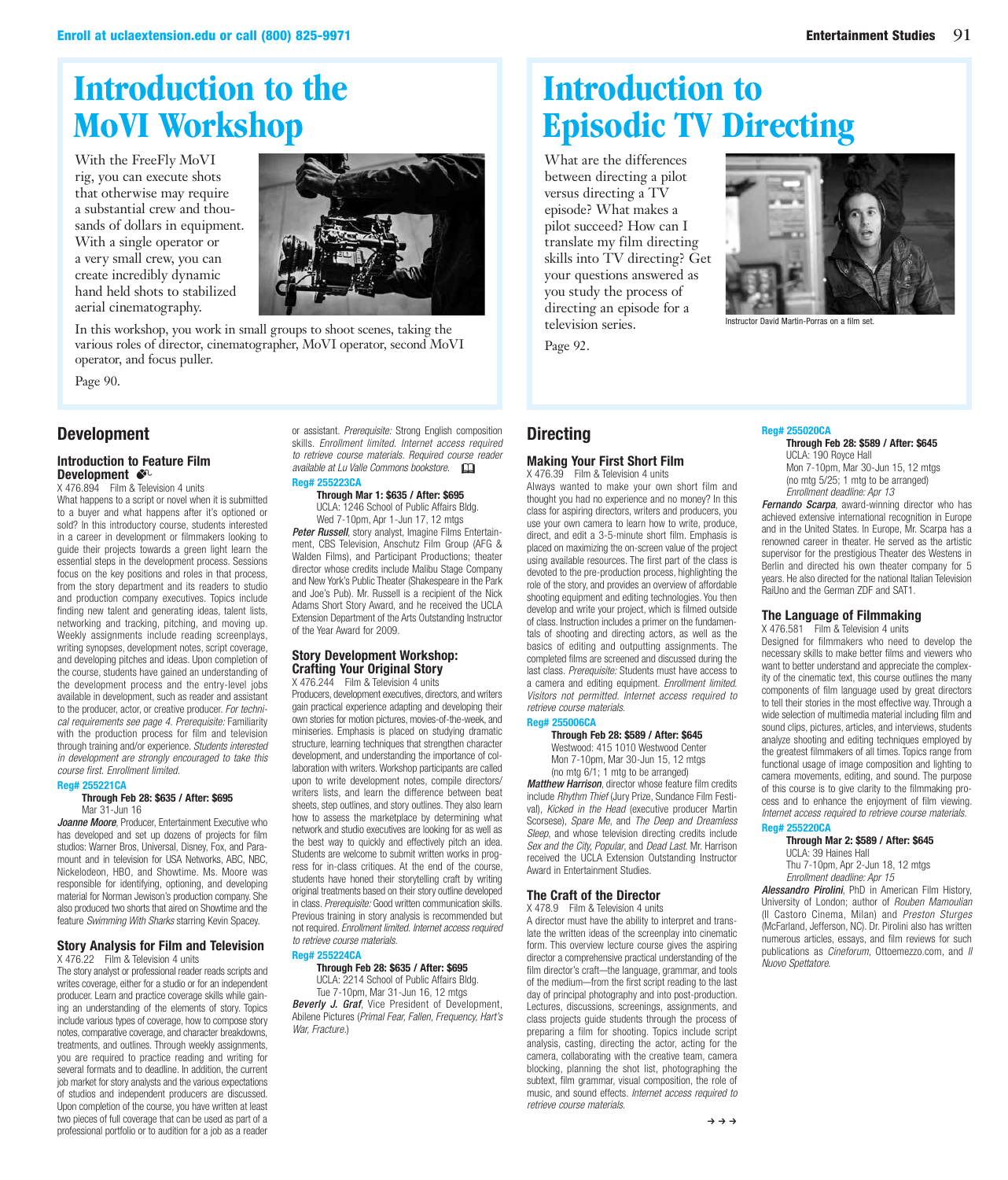# Introduction to the MoVI Workshop

With the FreeFly MoVI rig, you can execute shots that otherwise may require a substantial crew and thousands of dollars in equipment. With a single operator or a very small crew, you can create incredibly dynamic hand held shots to stabilized aerial cinematography.

In this workshop, you work in small groups to shoot scenes, taking the various roles of director, cinematographer, MoVI operator, second MoVI operator, and focus puller.

Page 90.

# Introduction to Episodic TV Directing

What are the differences between directing a pilot versus directing a TV episode? What makes a pilot succeed? How can I translate my film directing skills into TV directing? Get your questions answered as you study the process of directing an episode for a television series.

Page 92.

Instructor David Martin-Porras on a film set.

## Development

### Introduction to Feature Film Development

X 476.894 Film & Television 4 units

What happens to a script or novel when it is submitted to a buyer and what happens after it's optioned or sold? In this introductory course, students interested in a career in development or filmmakers looking to guide their projects towards a green light learn the essential steps in the development process. Sessions focus on the key positions and roles in that process, from the story department and its readers to studio and production company executives. Topics include finding new talent and generating ideas, talent lists, networking and tracking, pitching, and moving up. Weekly assignments include reading screenplays, writing synopses, development notes, script coverage, and developing pitches and ideas. Upon completion of the course, students have gained an understanding of the development process and the entry-level jobs available in development, such as reader and assistant to the producer, actor, or creative producer. *For technical requirements see page 4. Prerequisite:* Familiarity with the production process for film and television through training and/or experience. *Students interested in development are strongly encouraged to take this course first. Enrollment limited.*

**Reg# 255221CA**

**Through Feb 28: $635 / After: $695**
Mar 31-Jun 16

***Joanne Moore***, Producer, Entertainment Executive who has developed and set up dozens of projects for film studios: Warner Bros, Universal, Disney, Fox, and Paramount and in television for USA Networks, ABC, NBC, Nickelodeon, HBO, and Showtime. Ms. Moore was responsible for identifying, optioning, and developing material for Norman Jewison's production company. She also produced two shorts that aired on Showtime and the feature *Swimming With Sharks* starring Kevin Spacey.

### Story Analysis for Film and Television

X 476.22 Film & Television 4 units

The story analyst or professional reader reads scripts and writes coverage, either for a studio or for an independent producer. Learn and practice coverage skills while gaining an understanding of the elements of story. Topics include various types of coverage, how to compose story notes, comparative coverage, and character breakdowns, treatments, and outlines. Through weekly assignments, you are required to practice reading and writing for several formats and to deadline. In addition, the current job market for story analysts and the various expectations of studios and independent producers are discussed. Upon completion of the course, you have written at least two pieces of full coverage that can be used as part of a professional portfolio or to audition for a job as a reader or assistant. *Prerequisite:* Strong English composition skills. *Enrollment limited. Internet access required to retrieve course materials. Required course reader available at Lu Valle Commons bookstore.*

**Reg# 255223CA**

**Through Mar 1: $635 / After: $695**
UCLA: 1246 School of Public Affairs Bldg.
Wed 7-10pm, Apr 1-Jun 17, 12 mtgs

***Peter Russell***, story analyst, Imagine Films Entertainment, CBS Television, Anschutz Film Group (AFG & Walden Films), and Participant Productions; theater director whose credits include Malibu Stage Company and New York's Public Theater (Shakespeare in the Park and Joe's Pub). Mr. Russell is a recipient of the Nick Adams Short Story Award, and he received the UCLA Extension Department of the Arts Outstanding Instructor of the Year Award for 2009.

### Story Development Workshop: Crafting Your Original Story

X 476.244 Film & Television 4 units

Producers, development executives, directors, and writers gain practical experience adapting and developing their own stories for motion pictures, movies-of-the-week, and miniseries. Emphasis is placed on studying dramatic structure, learning techniques that strengthen character development, and understanding the importance of collaboration with writers. Workshop participants are called upon to write development notes, compile directors/writers lists, and learn the difference between beat sheets, step outlines, and story outlines. They also learn how to assess the marketplace by determining what network and studio executives are looking for as well as the best way to quickly and effectively pitch an idea. Students are welcome to submit written works in progress for in-class critiques. At the end of the course, students have honed their storytelling craft by writing original treatments based on their story outline developed in class. *Prerequisite:* Good written communication skills. Previous training in story analysis is recommended but not required. *Enrollment limited. Internet access required to retrieve course materials.*

**Reg# 255224CA**

**Through Feb 28: $635 / After: $695**
UCLA: 2214 School of Public Affairs Bldg.
Tue 7-10pm, Mar 31-Jun 16, 12 mtgs

***Beverly J. Graf***, Vice President of Development, Abilene Pictures (*Primal Fear, Fallen, Frequency, Hart's War, Fracture.*)

## Directing

### Making Your First Short Film

X 476.39 Film & Television 4 units

Always wanted to make your own short film and thought you had no experience and no money? In this class for aspiring directors, writers and producers, you use your own camera to learn how to write, produce, direct, and edit a 3-5-minute short film. Emphasis is placed on maximizing the on-screen value of the project using available resources. The first part of the class is devoted to the pre-production process, highlighting the role of the story, and provides an overview of affordable shooting equipment and editing technologies. You then develop and write your project, which is filmed outside of class. Instruction includes a primer on the fundamentals of shooting and directing actors, as well as the basics of editing and outputting assignments. The completed films are screened and discussed during the last class. *Prerequisite:* Students must have access to a camera and editing equipment. *Enrollment limited. Visitors not permitted. Internet access required to retrieve course materials.*

**Reg# 255006CA**

**Through Feb 28: $589 / After: $645**
Westwood: 415 1010 Westwood Center
Mon 7-10pm, Mar 30-Jun 15, 12 mtgs
(no mtg 6/1; 1 mtg to be arranged)

***Matthew Harrison***, director whose feature film credits include *Rhythm Thief* (Jury Prize, Sundance Film Festival), *Kicked in the Head* (executive producer Martin Scorsese), *Spare Me*, and *The Deep and Dreamless Sleep*, and whose television directing credits include *Sex and the City, Popular*, and *Dead Last*. Mr. Harrison received the UCLA Extension Outstanding Instructor Award in Entertainment Studies.

### The Craft of the Director

X 478.9 Film & Television 4 units

A director must have the ability to interpret and translate the written ideas of the screenplay into cinematic form. This overview lecture course gives the aspiring director a comprehensive practical understanding of the film director's craft—the language, grammar, and tools of the medium—from the first script reading to the last day of principal photography and into post-production. Lectures, discussions, screenings, assignments, and class projects guide students through the process of preparing a film for shooting. Topics include script analysis, casting, directing the actor, acting for the camera, collaborating with the creative team, camera blocking, planning the shot list, photographing the subtext, film grammar, visual composition, the role of music, and sound effects. *Internet access required to retrieve course materials.*

**Reg# 255020CA**

**Through Feb 28: $589 / After: $645**
UCLA: 190 Royce Hall
Mon 7-10pm, Mar 30-Jun 15, 12 mtgs
(no mtg 5/25; 1 mtg to be arranged)
*Enrollment deadline: Apr 13*

***Fernando Scarpa***, award-winning director who has achieved extensive international recognition in Europe and in the United States. In Europe, Mr. Scarpa has a renowned career in theater. He served as the artistic supervisor for the prestigious Theater des Westens in Berlin and directed his own theater company for 5 years. He also directed for the national Italian Television RaiUno and the German ZDF and SAT1.

### The Language of Filmmaking

X 476.581 Film & Television 4 units

Designed for filmmakers who need to develop the necessary skills to make better films and viewers who want to better understand and appreciate the complexity of the cinematic text, this course outlines the many components of film language used by great directors to tell their stories in the most effective way. Through a wide selection of multimedia material including film and sound clips, pictures, articles, and interviews, students analyze shooting and editing techniques employed by the greatest filmmakers of all times. Topics range from functional usage of image composition and lighting to camera movements, editing, and sound. The purpose of this course is to give clarity to the filmmaking process and to enhance the enjoyment of film viewing. *Internet access required to retrieve course materials.*

**Reg# 255220CA**

**Through Mar 2: $589 / After: $645**
UCLA: 39 Haines Hall
Thu 7-10pm, Apr 2-Jun 18, 12 mtgs
*Enrollment deadline: Apr 15*

***Alessandro Pirolini***, PhD in American Film History, University of London; author of *Rouben Mamoulian* (Il Castoro Cinema, Milan) and *Preston Sturges* (McFarland, Jefferson, NC). Dr. Pirolini also has written numerous articles, essays, and film reviews for such publications as *Cineforum*, Ottoemezzo.com, and *Il Nuovo Spettatore.*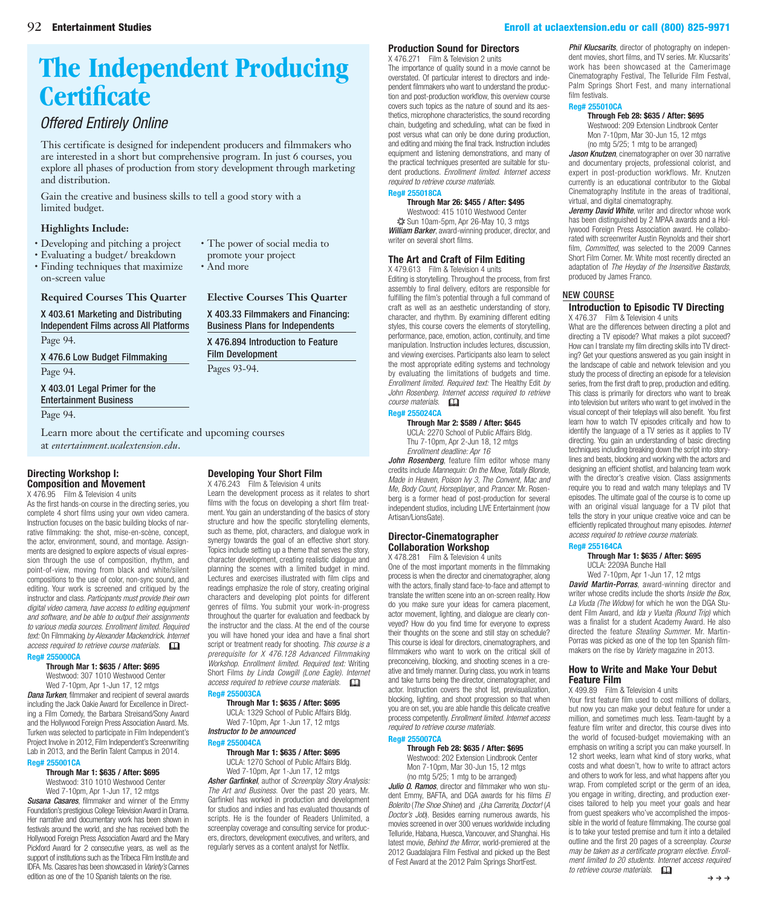# The Independent Producing Certificate

## *Offered Entirely Online*

This certificate is designed for independent producers and filmmakers who are interested in a short but comprehensive program. In just 6 courses, you explore all phases of production from story development through marketing and distribution.

Gain the creative and business skills to tell a good story with a limited budget.

### Highlights Include:

- Developing and pitching a project
- Evaluating a budget/ breakdown
- Finding techniques that maximize on-screen value
- The power of social media to promote your project
- And more

### Required Courses This Quarter

**X 403.61 Marketing and Distributing Independent Films across All Platforms**
Page 94.

**X 476.6 Low Budget Filmmaking**
Page 94.

**X 403.01 Legal Primer for the Entertainment Business**
Page 94.

### Elective Courses This Quarter

**X 403.33 Filmmakers and Financing: Business Plans for Independents**

**X 476.894 Introduction to Feature Film Development**
Pages 93-94.

Learn more about the certificate and upcoming courses at *entertainment.ucalextension.edu*.

## Directing Workshop I: Composition and Movement

X 476.95 Film & Television 4 units

As the first hands-on course in the directing series, you complete 4 short films using your own video camera. Instruction focuses on the basic building blocks of narrative filmmaking: the shot, mise-en-scène, concept, the actor, environment, sound, and montage. Assignments are designed to explore aspects of visual expression through the use of composition, rhythm, and point-of-view, moving from black and white/silent compositions to the use of color, non-sync sound, and editing. Your work is screened and critiqued by the instructor and class. *Participants must provide their own digital video camera, have access to editing equipment and software, and be able to output their assignments to various media sources. Enrollment limited. Required text:* On Filmmaking *by Alexander Mackendrick. Internet access required to retrieve course materials.*

**Reg# 255000CA**
**Through Mar 1: $635 / After: $695**
Westwood: 307 1010 Westwood Center
Wed 7-10pm, Apr 1-Jun 17, 12 mtgs

***Dana Turken***, filmmaker and recipient of several awards including the Jack Oakie Award for Excellence in Directing a Film Comedy, the Barbara Streisand/Sony Award and the Hollywood Foreign Press Association Award. Ms. Turken was selected to participate in Film Independent's Project Involve in 2012, Film Independent's Screenwriting Lab in 2013, and the Berlin Talent Campus in 2014.

**Reg# 255001CA**
**Through Mar 1: $635 / After: $695**
Westwood: 310 1010 Westwood Center
Wed 7-10pm, Apr 1-Jun 17, 12 mtgs

***Susana Casares***, filmmaker and winner of the Emmy Foundation's prestigious College Television Award in Drama. Her narrative and documentary work has been shown in festivals around the world, and she has received both the Hollywood Foreign Press Association Award and the Mary Pickford Award for 2 consecutive years, as well as the support of institutions such as the Tribeca Film Institute and IDFA. Ms. Casares has been showcased in *Variety's* Cannes edition as one of the 10 Spanish talents on the rise.

## Developing Your Short Film

X 476.243 Film & Television 4 units

Learn the development process as it relates to short films with the focus on developing a short film treatment. You gain an understanding of the basics of story structure and how the specific storytelling elements, such as theme, plot, characters, and dialogue work in synergy towards the goal of an effective short story. Topics include setting up a theme that serves the story, character development, creating realistic dialogue and planning the scenes with a limited budget in mind. Lectures and exercises illustrated with film clips and readings emphasize the role of story, creating original characters and developing plot points for different genres of films. You submit your work-in-progress throughout the quarter for evaluation and feedback by the instructor and the class. At the end of the course you will have honed your idea and have a final short script or treatment ready for shooting. *This course is a prerequisite for X 476.128 Advanced Filmmaking Workshop. Enrollment limited. Required text:* Writing Short Films *by Linda Cowgill (Lone Eagle). Internet access required to retrieve course materials.*

**Reg# 255003CA**
**Through Mar 1: $635 / After: $695**
UCLA: 1329 School of Public Affairs Bldg.
Wed 7-10pm, Apr 1-Jun 17, 12 mtgs
***Instructor to be announced***

**Reg# 255004CA**
**Through Mar 1: $635 / After: $695**
UCLA: 1270 School of Public Affairs Bldg.
Wed 7-10pm, Apr 1-Jun 17, 12 mtgs

***Asher Garfinkel***, author of *Screenplay Story Analysis: The Art and Business.* Over the past 20 years, Mr. Garfinkel has worked in production and development for studios and indies and has evaluated thousands of scripts. He is the founder of Readers Unlimited, a screenplay coverage and consulting service for producers, directors, development executives, and writers, and regularly serves as a content analyst for Netflix.

## Production Sound for Directors

X 476.271 Film & Television 2 units

The importance of quality sound in a movie cannot be overstated. Of particular interest to directors and independent filmmakers who want to understand the production and post-production workflow, this overview course covers such topics as the nature of sound and its aesthetics, microphone characteristics, the sound recording chain, budgeting and scheduling, what can be fixed in post versus what can only be done during production, and editing and mixing the final track. Instruction includes equipment and listening demonstrations, and many of the practical techniques presented are suitable for student productions. *Enrollment limited. Internet access required to retrieve course materials.*

**Reg# 255018CA**
**Through Mar 26: $455 / After: $495**
Westwood: 415 1010 Westwood Center
Sun 10am-5pm, Apr 26-May 10, 3 mtgs

***William Barker***, award-winning producer, director, and writer on several short films.

## The Art and Craft of Film Editing

X 479.613 Film & Television 4 units

Editing is storytelling. Throughout the process, from first assembly to final delivery, editors are responsible for fulfilling the film's potential through a full command of craft as well as an aesthetic understanding of story, character, and rhythm. By examining different editing styles, this course covers the elements of storytelling, performance, pace, emotion, action, continuity, and time manipulation. Instruction includes lectures, discussion, and viewing exercises. Participants also learn to select the most appropriate editing systems and technology by evaluating the limitations of budgets and time. *Enrollment limited. Required text:* The Healthy Edit *by John Rosenberg. Internet access required to retrieve course materials.*

**Reg# 255024CA**
**Through Mar 2: $589 / After: $645**
UCLA: 2270 School of Public Affairs Bldg.
Thu 7-10pm, Apr 2-Jun 18, 12 mtgs
*Enrollment deadline: Apr 16*

***John Rosenberg***, feature film editor whose many credits include *Mannequin: On the Move, Totally Blonde, Made in Heaven, Poison Ivy 3, The Convent, Mac and Me, Body Count, Horseplayer*, and *Prancer.* Mr. Rosenberg is a former head of post-production for several independent studios, including LIVE Entertainment (now Artisan/LionsGate).

## Director-Cinematographer Collaboration Workshop

X 478.281 Film & Television 4 units

One of the most important moments in the filmmaking process is when the director and cinematographer, along with the actors, finally stand face-to-face and attempt to translate the written scene into an on-screen reality. How do you make sure your ideas for camera placement, actor movement, lighting, and dialogue are clearly conveyed? How do you find time for everyone to express their thoughts on the scene and still stay on schedule? This course is ideal for directors, cinematographers, and filmmakers who want to work on the critical skill of preconceiving, blocking, and shooting scenes in a creative and timely manner. During class, you work in teams and take turns being the director, cinematographer, and actor. Instruction covers the shot list, previsualization, blocking, lighting, and shoot progression so that when you are on set, you are able handle this delicate creative process competently. *Enrollment limited. Internet access required to retrieve course materials.*

**Reg# 255007CA**
**Through Feb 28: $635 / After: $695**
Westwood: 202 Extension Lindbrook Center
Mon 7-10pm, Mar 30-Jun 15, 12 mtgs
(no mtg 5/25; 1 mtg to be arranged)

***Julio O. Ramos***, director and filmmaker who won student Emmy, BAFTA, and DGA awards for his films *El Bolerito* (*The Shoe Shiner*) and *¡Una Carrerita, Doctor!* (*A Doctor's Job*). Besides earning numerous awards, his movies screened in over 300 venues worldwide including Telluride, Habana, Huesca, Vancouver, and Shanghai. His latest movie, *Behind the Mirror*, world-premiered at the 2012 Guadalajara Film Festival and picked up the Best of Fest Award at the 2012 Palm Springs ShortFest.

***Phil Klucsarits***, director of photography on independent movies, short films, and TV series. Mr. Klucsarits' work has been showcased at the Camerimage Cinematography Festival, The Telluride Film Festval, Palm Springs Short Fest, and many international film festivals.

**Reg# 255010CA**
**Through Feb 28: $635 / After: $695**
Westwood: 209 Extension Lindbrook Center
Mon 7-10pm, Mar 30-Jun 15, 12 mtgs
(no mtg 5/25; 1 mtg to be arranged)

***Jason Knutzen***, cinematographer on over 30 narrative and documentary projects, professional colorist, and expert in post-production workflows. Mr. Knutzen currently is an educational contributor to the Global Cinematography Institute in the areas of traditional, virtual, and digital cinematography.

***Jeremy David White***, writer and director whose work has been distinguished by 2 MPAA awards and a Hollywood Foreign Press Association award. He collaborated with screenwriter Austin Reynolds and their short film, *Committed*, was selected to the 2009 Cannes Short Film Corner. Mr. White most recently directed an adaptation of *The Heyday of the Insensitive Bastards*, produced by James Franco.

NEW COURSE

## Introduction to Episodic TV Directing

X 476.37 Film & Television 4 units

What are the differences between directing a pilot and directing a TV episode? What makes a pilot succeed? How can I translate my film directing skills into TV directing? Get your questions answered as you gain insight in the landscape of cable and network television and you study the process of directing an episode for a television series, from the first draft to prep, production and editing. This class is primarily for directors who want to break into television but writers who want to get involved in the visual concept of their teleplays will also benefit. You first learn how to watch TV episodes critically and how to identify the language of a TV series as it applies to TV directing. You gain an understanding of basic directing techniques including breaking down the script into storylines and beats, blocking and working with the actors and designing an efficient shotlist, and balancing team work with the director's creative vision. Class assignments require you to read and watch many teleplays and TV episodes. The ultimate goal of the course is to come up with an original visual language for a TV pilot that tells the story in your unique creative voice and can be efficiently replicated throughout many episodes. *Internet access required to retrieve course materials.*

**Reg# 255164CA**
**Through Mar 1: $635 / After: $695**
UCLA: 2209A Bunche Hall
Wed 7-10pm, Apr 1-Jun 17, 12 mtgs

***David Martin-Porras***, award-winning director and writer whose credits include the shorts *Inside the Box*, *La Viuda (The Widow)* for which he won the DGA Student Film Award, and *Ida y Vuelta (Round Trip)* which was a finalist for a student Academy Award. He also directed the feature *Stealing Summer*. Mr. Martin-Porras was picked as one of the top ten Spanish filmmakers on the rise by *Variety* magazine in 2013.

## How to Write and Make Your Debut Feature Film

X 499.89 Film & Television 4 units

Your first feature film used to cost millions of dollars, but now you can make your debut feature for under a million, and sometimes much less. Team-taught by a feature film writer and director, this course dives into the world of focused-budget moviemaking with an emphasis on writing a script you can make yourself. In 12 short weeks, learn what kind of story works, what costs and what doesn't, how to write to attract actors and others to work for less, and what happens after you wrap. From completed script or the germ of an idea, you engage in writing, directing, and production exercises tailored to help you meet your goals and hear from guest speakers who've accomplished the impossible in the world of feature filmmaking. The course goal is to take your tested premise and turn it into a detailed outline and the first 20 pages of a screenplay. *Course may be taken as a certificate program elective. Enrollment limited to 20 students. Internet access required to retrieve course materials.*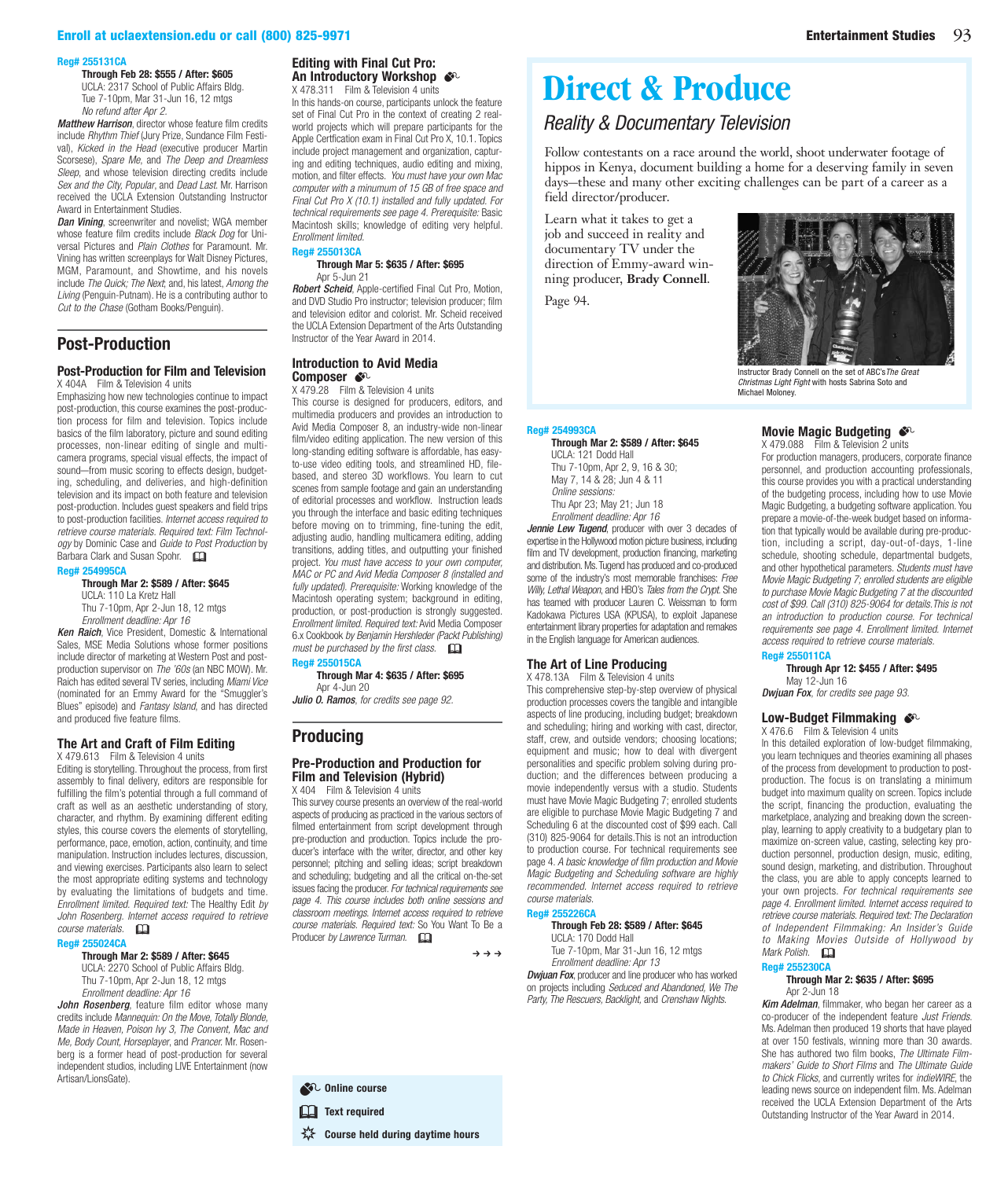**Reg# 255131CA**

**Through Feb 28: $555 / After: $605**
UCLA: 2317 School of Public Affairs Bldg.
Tue 7-10pm, Mar 31-Jun 16, 12 mtgs
*No refund after Apr 2.*

***Matthew Harrison***, director whose feature film credits include *Rhythm Thief* (Jury Prize, Sundance Film Festival), *Kicked in the Head* (executive producer Martin Scorsese), *Spare Me*, and *The Deep and Dreamless Sleep*, and whose television directing credits include *Sex and the City*, *Popular*, and *Dead Last*. Mr. Harrison received the UCLA Extension Outstanding Instructor Award in Entertainment Studies.

***Dan Vining***, screenwriter and novelist; WGA member whose feature film credits include *Black Dog* for Universal Pictures and *Plain Clothes* for Paramount. Mr. Vining has written screenplays for Walt Disney Pictures, MGM, Paramount, and Showtime, and his novels include *The Quick*; *The Next*; and, his latest, *Among the Living* (Penguin-Putnam). He is a contributing author to *Cut to the Chase* (Gotham Books/Penguin).

## Post-Production

### Post-Production for Film and Television

X 404A Film & Television 4 units

Emphasizing how new technologies continue to impact post-production, this course examines the post-production process for film and television. Topics include basics of the film laboratory, picture and sound editing processes, non-linear editing of single and multi-camera programs, special visual effects, the impact of sound—from music scoring to effects design, budgeting, scheduling, and deliveries, and high-definition television and its impact on both feature and television post-production. Includes guest speakers and field trips to post-production facilities. *Internet access required to retrieve course materials. Required text: Film Technology* by Dominic Case and *Guide to Post Production* by Barbara Clark and Susan Spohr.

**Reg# 254995CA**

**Through Mar 2: $589 / After: $645**
UCLA: 110 La Kretz Hall
Thu 7-10pm, Apr 2-Jun 18, 12 mtgs
*Enrollment deadline: Apr 16*

***Ken Raich***, Vice President, Domestic & International Sales, MSE Media Solutions whose former positions include director of marketing at Western Post and post-production supervisor on *The '60s* (an NBC MOW). Mr. Raich has edited several TV series, including *Miami Vice* (nominated for an Emmy Award for the "Smuggler's Blues" episode) and *Fantasy Island*, and has directed and produced five feature films.

### The Art and Craft of Film Editing

X 479.613 Film & Television 4 units

Editing is storytelling. Throughout the process, from first assembly to final delivery, editors are responsible for fulfilling the film's potential through a full command of craft as well as an aesthetic understanding of story, character, and rhythm. By examining different editing styles, this course covers the elements of storytelling, performance, pace, emotion, action, continuity, and time manipulation. Instruction includes lectures, discussion, and viewing exercises. Participants also learn to select the most appropriate editing systems and technology by evaluating the limitations of budgets and time. *Enrollment limited. Required text:* The Healthy Edit *by John Rosenberg. Internet access required to retrieve course materials.*

**Reg# 255024CA**

**Through Mar 2: $589 / After: $645**
UCLA: 2270 School of Public Affairs Bldg.
Thu 7-10pm, Apr 2-Jun 18, 12 mtgs
*Enrollment deadline: Apr 16*

***John Rosenberg***, feature film editor whose many credits include *Mannequin: On the Move, Totally Blonde, Made in Heaven, Poison Ivy 3, The Convent, Mac and Me, Body Count, Horseplayer*, and *Prancer*. Mr. Rosenberg is a former head of post-production for several independent studios, including LIVE Entertainment (now Artisan/LionsGate).

### Editing with Final Cut Pro: An Introductory Workshop

X 478.311 Film & Television 4 units

In this hands-on course, participants unlock the feature set of Final Cut Pro in the context of creating 2 real-world projects which will prepare participants for the Apple Certfication exam in Final Cut Pro X, 10.1. Topics include project management and organization, capturing and editing techniques, audio editing and mixing, motion, and filter effects. *You must have your own Mac computer with a minumum of 15 GB of free space and Final Cut Pro X (10.1) installed and fully updated. For technical requirements see page 4. Prerequisite:* Basic Macintosh skills; knowledge of editing very helpful. *Enrollment limited.*

**Reg# 255013CA**

**Through Mar 5: $635 / After: $695**
Apr 5-Jun 21

***Robert Scheid***, Apple-certified Final Cut Pro, Motion, and DVD Studio Pro instructor; television producer; film and television editor and colorist. Mr. Scheid received the UCLA Extension Department of the Arts Outstanding Instructor of the Year Award in 2014.

### Introduction to Avid Media Composer

X 479.28 Film & Television 4 units

This course is designed for producers, editors, and multimedia producers and provides an introduction to Avid Media Composer 8, an industry-wide non-linear film/video editing application. The new version of this long-standing editing software is affordable, has easy-to-use video editing tools, and streamlined HD, file-based, and stereo 3D workflows. You learn to cut scenes from sample footage and gain an understanding of editorial processes and workflow. Instruction leads you through the interface and basic editing techniques before moving on to trimming, fine-tuning the edit, adjusting audio, handling multicamera editing, adding transitions, adding titles, and outputting your finished project. *You must have access to your own computer, MAC or PC and Avid Media Composer 8 (installed and fully updated). Prerequisite:* Working knowledge of the Macintosh operating system; background in editing, production, or post-production is strongly suggested. *Enrollment limited. Required text:* Avid Media Composer 6.x Cookbook *by Benjamin Hershleder (Packt Publishing) must be purchased by the first class.*

**Reg# 255015CA**

**Through Mar 4: $635 / After: $695**
Apr 4-Jun 20

***Julio O. Ramos***, *for credits see page 92.*

## Producing

### Pre-Production and Production for Film and Television (Hybrid)

X 404 Film & Television 4 units

This survey course presents an overview of the real-world aspects of producing as practiced in the various sectors of filmed entertainment from script development through pre-production and production. Topics include the producer's interface with the writer, director, and other key personnel; pitching and selling ideas; script breakdown and scheduling; budgeting and all the critical on-the-set issues facing the producer. *For technical requirements see page 4. This course includes both online sessions and classroom meetings. Internet access required to retrieve course materials. Required text:* So You Want To Be a Producer *by Lawrence Turman.*

**Reg# 254993CA**

**Through Mar 2: $589 / After: $645**
UCLA: 121 Dodd Hall
Thu 7-10pm, Apr 2, 9, 16 & 30; May 7, 14 & 28; Jun 4 & 11
*Online sessions:*
Thu Apr 23; May 21; Jun 18
*Enrollment deadline: Apr 16*

***Jennie Lew Tugend***, producer with over 3 decades of expertise in the Hollywood motion picture business, including film and TV development, production financing, marketing and distribution. Ms. Tugend has produced and co-produced some of the industry's most memorable franchises: *Free Willy, Lethal Weapon*, and HBO's *Tales from the Crypt*. She has teamed with producer Lauren C. Weissman to form Kadokawa Pictures USA (KPUSA), to exploit Japanese entertainment library properties for adaptation and remakes in the English language for American audiences.

### The Art of Line Producing

X 478.13A Film & Television 4 units

This comprehensive step-by-step overview of physical production processes covers the tangible and intangible aspects of line producing, including budget; breakdown and scheduling; hiring and working with cast, director, staff, crew, and outside vendors; choosing locations; equipment and music; how to deal with divergent personalities and specific problem solving during production; and the differences between producing a movie independently versus with a studio. Students must have Movie Magic Budgeting 7; enrolled students are eligible to purchase Movie Magic Budgeting 7 and Scheduling 6 at the discounted cost of $99 each. Call (310) 825-9064 for details.This is not an introduction to production course. For technical requirements see page 4. *A basic knowledge of film production and Movie Magic Budgeting and Scheduling software are highly recommended. Internet access required to retrieve course materials.*

**Reg# 255226CA**

**Through Feb 28: $589 / After: $645**
UCLA: 170 Dodd Hall
Tue 7-10pm, Mar 31-Jun 16, 12 mtgs
*Enrollment deadline: Apr 13*

***Dwjuan Fox***, producer and line producer who has worked on projects including *Seduced and Abandoned, We The Party, The Rescuers, Backlight*, and *Crenshaw Nights*.

# Direct & Produce

## Reality & Documentary Television

Follow contestants on a race around the world, shoot underwater footage of hippos in Kenya, document building a home for a deserving family in seven days—these and many other exciting challenges can be part of a career as a field director/producer.

Learn what it takes to get a job and succeed in reality and documentary TV under the direction of Emmy-award winning producer, **Brady Connell**.

Page 94.

Instructor Brady Connell on the set of ABC's *The Great Christmas Light Fight* with hosts Sabrina Soto and Michael Moloney.

### Movie Magic Budgeting

X 479.088 Film & Television 2 units

For production managers, producers, corporate finance personnel, and production accounting professionals, this course provides you with a practical understanding of the budgeting process, including how to use Movie Magic Budgeting, a budgeting software application. You prepare a movie-of-the-week budget based on information that typically would be available during pre-production, including a script, day-out-of-days, 1-line schedule, shooting schedule, departmental budgets, and other hypothetical parameters. *Students must have Movie Magic Budgeting 7; enrolled students are eligible to purchase Movie Magic Budgeting 7 at the discounted cost of $99. Call (310) 825-9064 for details.This is not an introduction to production course. For technical requirements see page 4. Enrollment limited. Internet access required to retrieve course materials.*

**Reg# 255011CA**

**Through Apr 12: $455 / After: $495**
May 12-Jun 16

***Dwjuan Fox***, *for credits see page 93.*

### Low-Budget Filmmaking

X 476.6 Film & Television 4 units

In this detailed exploration of low-budget filmmaking, you learn techniques and theories examining all phases of the process from development to production to post-production. The focus is on translating a minimum budget into maximum quality on screen. Topics include the script, financing the production, evaluating the marketplace, analyzing and breaking down the screenplay, learning to apply creativity to a budgetary plan to maximize on-screen value, casting, selecting key production personnel, production design, music, editing, sound design, marketing, and distribution. Throughout the class, you are able to apply concepts learned to your own projects. *For technical requirements see page 4. Enrollment limited. Internet access required to retrieve course materials. Required text: The Declaration of Independent Filmmaking: An Insider's Guide to Making Movies Outside of Hollywood* by *Mark Polish.*

**Reg# 255230CA**

**Through Mar 2: $635 / After: $695**
Apr 2-Jun 18

***Kim Adelman***, filmmaker, who began her career as a co-producer of the independent feature *Just Friends*. Ms. Adelman then produced 19 shorts that have played at over 150 festivals, winning more than 30 awards. She has authored two film books, *The Ultimate Filmmakers' Guide to Short Films* and *The Ultimate Guide to Chick Flicks*, and currently writes for *indieWIRE*, the leading news source on independent film. Ms. Adelman received the UCLA Extension Department of the Arts Outstanding Instructor of the Year Award in 2014.

Online course
Text required
Course held during daytime hours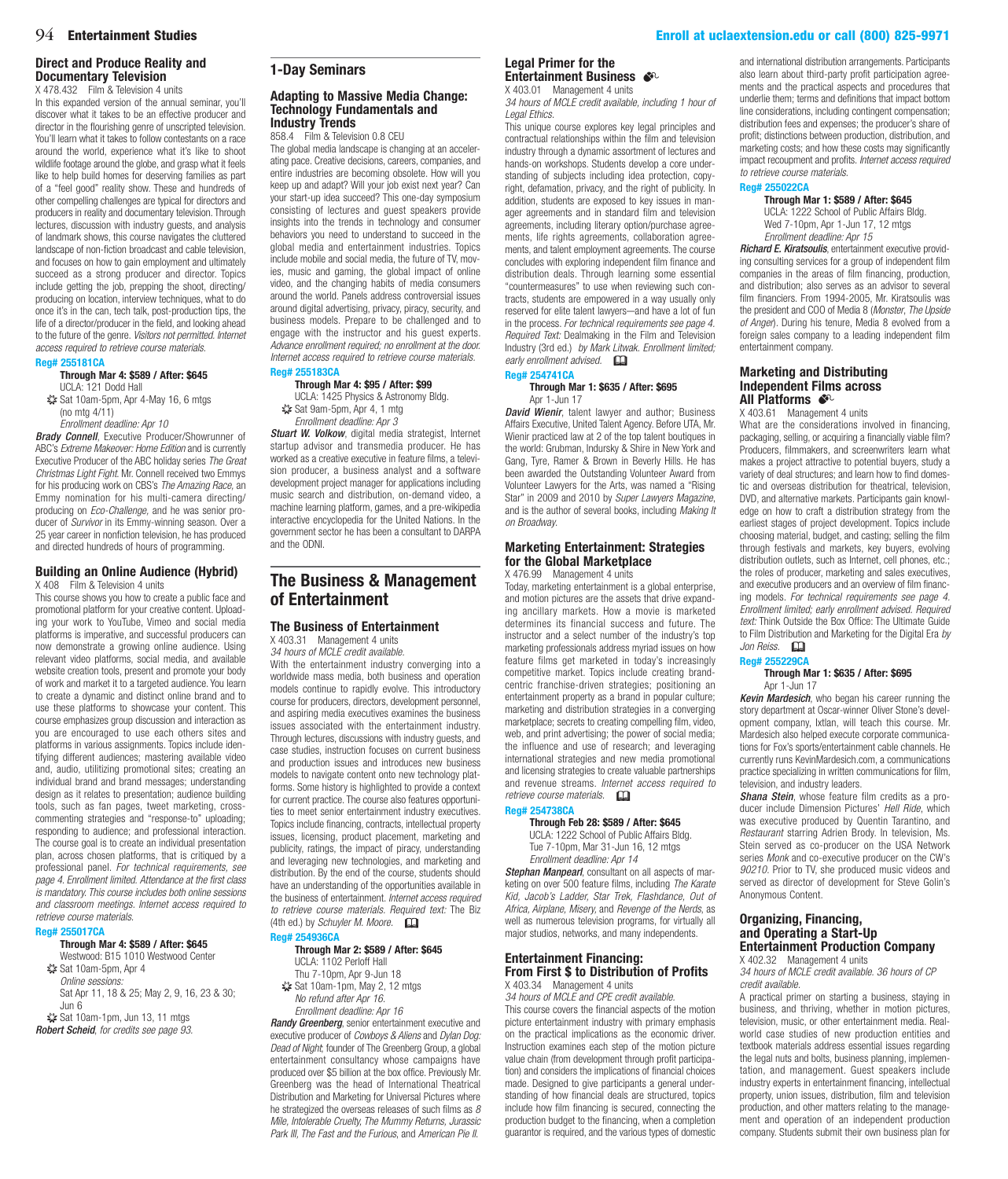### Direct and Produce Reality and Documentary Television

X 478.432 Film & Television 4 units

In this expanded version of the annual seminar, you'll discover what it takes to be an effective producer and director in the flourishing genre of unscripted television. You'll learn what it takes to follow contestants on a race around the world, experience what it's like to shoot wildlife footage around the globe, and grasp what it feels like to help build homes for deserving families as part of a "feel good" reality show. These and hundreds of other compelling challenges are typical for directors and producers in reality and documentary television. Through lectures, discussion with industry guests, and analysis of landmark shows, this course navigates the cluttered landscape of non-fiction broadcast and cable television, and focuses on how to gain employment and ultimately succeed as a strong producer and director. Topics include getting the job, prepping the shoot, directing/producing on location, interview techniques, what to do once it's in the can, tech talk, post-production tips, the life of a director/producer in the field, and looking ahead to the future of the genre. *Visitors not permitted. Internet access required to retrieve course materials.*

**Reg# 255181CA**

**Through Mar 4: $589 / After: $645**
UCLA: 121 Dodd Hall
Sat 10am-5pm, Apr 4-May 16, 6 mtgs
(no mtg 4/11)
*Enrollment deadline: Apr 10*

***Brady Connell***, Executive Producer/Showrunner of ABC's *Extreme Makeover: Home Edition* and is currently Executive Producer of the ABC holiday series *The Great Christmas Light Fight*. Mr. Connell received two Emmys for his producing work on CBS's *The Amazing Race*, an Emmy nomination for his multi-camera directing/producing on *Eco-Challenge*, and he was senior producer of *Survivor* in its Emmy-winning season. Over a 25 year career in nonfiction television, he has produced and directed hundreds of hours of programming.

### Building an Online Audience (Hybrid)

X 408 Film & Television 4 units

This course shows you how to create a public face and promotional platform for your creative content. Uploading your work to YouTube, Vimeo and social media platforms is imperative, and successful producers can now demonstrate a growing online audience. Using relevant video platforms, social media, and available website creation tools, present and promote your body of work and market it to a targeted audience. You learn to create a dynamic and distinct online brand and to use these platforms to showcase your content. This course emphasizes group discussion and interaction as you are encouraged to use each others sites and platforms in various assignments. Topics include identifying different audiences; mastering available video and, audio, utilitizing promotional sites; creating an individual brand and brand messages; understanding design as it relates to presentation; audience building tools, such as fan pages, tweet marketing, cross-commenting strategies and "response-to" uploading; responding to audience; and professional interaction. The course goal is to create an individual presentation plan, across chosen platforms, that is critiqued by a professional panel. *For technical requirements, see page 4. Enrollment limited. Attendance at the first class is mandatory. This course includes both online sessions and classroom meetings. Internet access required to retrieve course materials.*

**Reg# 255017CA**

**Through Mar 4: $589 / After: $645**
Westwood: B15 1010 Westwood Center
Sat 10am-5pm, Apr 4
*Online sessions:*
Sat Apr 11, 18 & 25; May 2, 9, 16, 23 & 30; Jun 6
Sat 10am-1pm, Jun 13, 11 mtgs

***Robert Scheid***, *for credits see page 93.*

## 1-Day Seminars

### Adapting to Massive Media Change: Technology Fundamentals and Industry Trends

858.4 Film & Television 0.8 CEU

The global media landscape is changing at an accelerating pace. Creative decisions, careers, companies, and entire industries are becoming obsolete. How will you keep up and adapt? Will your job exist next year? Can your start-up idea succeed? This one-day symposium consisting of lectures and guest speakers provide insights into the trends in technology and consumer behaviors you need to understand to succeed in the global media and entertainment industries. Topics include mobile and social media, the future of TV, movies, music and gaming, the global impact of online video, and the changing habits of media consumers around the world. Panels address controversial issues around digital advertising, privacy, piracy, security, and business models. Prepare to be challenged and to engage with the instructor and his guest experts. *Advance enrollment required; no enrollment at the door. Internet access required to retrieve course materials.*

**Reg# 255183CA**

**Through Mar 4: $95 / After: $99**
UCLA: 1425 Physics & Astronomy Bldg.
Sat 9am-5pm, Apr 4, 1 mtg
*Enrollment deadline: Apr 3*

***Stuart W. Volkow***, digital media strategist, Internet startup advisor and transmedia producer. He has worked as a creative executive in feature films, a television producer, a business analyst and a software development project manager for applications including music search and distribution, on-demand video, a machine learning platform, games, and a pre-wikipedia interactive encyclopedia for the United Nations. In the government sector he has been a consultant to DARPA and the ODNI.

## The Business & Management of Entertainment

### The Business of Entertainment

X 403.31 Management 4 units

*34 hours of MCLE credit available.*

With the entertainment industry converging into a worldwide mass media, both business and operation models continue to rapidly evolve. This introductory course for producers, directors, development personnel, and aspiring media executives examines the business issues associated with the entertainment industry. Through lectures, discussions with industry guests, and case studies, instruction focuses on current business and production issues and introduces new business models to navigate content onto new technology platforms. Some history is highlighted to provide a context for current practice. The course also features opportunities to meet senior entertainment industry executives. Topics include financing, contracts, intellectual property issues, licensing, product placement, marketing and publicity, ratings, the impact of piracy, understanding and leveraging new technologies, and marketing and distribution. By the end of the course, students should have an understanding of the opportunities available in the business of entertainment. *Internet access required to retrieve course materials. Required text:* The Biz (4th ed.) by *Schuyler M. Moore.*

**Reg# 254936CA**

**Through Mar 2: $589 / After: $645**
UCLA: 1102 Perloff Hall
Thu 7-10pm, Apr 9-Jun 18
Sat 10am-1pm, May 2, 12 mtgs
*No refund after Apr 16.*
*Enrollment deadline: Apr 16*

***Randy Greenberg***, senior entertainment executive and executive producer of *Cowboys & Aliens* and *Dylan Dog: Dead of Night*; founder of The Greenberg Group, a global entertainment consultancy whose campaigns have produced over $5 billion at the box office. Previously Mr. Greenberg was the head of International Theatrical Distribution and Marketing for Universal Pictures where he strategized the overseas releases of such films as *8 Mile, Intolerable Cruelty, The Mummy Returns, Jurassic Park III, The Fast and the Furious*, and *American Pie II*.

### Legal Primer for the Entertainment Business

X 403.01 Management 4 units

*34 hours of MCLE credit available, including 1 hour of Legal Ethics.*

This unique course explores key legal principles and contractual relationships within the film and television industry through a dynamic assortment of lectures and hands-on workshops. Students develop a core understanding of subjects including idea protection, copyright, defamation, privacy, and the right of publicity. In addition, students are exposed to key issues in manager agreements and in standard film and television agreements, including literary option/purchase agreements, life rights agreements, collaboration agreements, and talent employment agreements. The course concludes with exploring independent film finance and distribution deals. Through learning some essential "countermeasures" to use when reviewing such contracts, students are empowered in a way usually only reserved for elite talent lawyers—and have a lot of fun in the process. *For technical requirements see page 4. Required Text:* Dealmaking in the Film and Television Industry (3rd ed.) *by Mark Litwak. Enrollment limited; early enrollment advised.*

**Reg# 254741CA**

**Through Mar 1: $635 / After: $695**
Apr 1-Jun 17

***David Wienir***, talent lawyer and author; Business Affairs Executive, United Talent Agency. Before UTA, Mr. Wienir practiced law at 2 of the top talent boutiques in the world: Grubman, Indursky & Shire in New York and Gang, Tyre, Ramer & Brown in Beverly Hills. He has been awarded the Outstanding Volunteer Award from Volunteer Lawyers for the Arts, was named a "Rising Star" in 2009 and 2010 by *Super Lawyers Magazine*, and is the author of several books, including *Making It on Broadway*.

### Marketing Entertainment: Strategies for the Global Marketplace

X 476.99 Management 4 units

Today, marketing entertainment is a global enterprise, and motion pictures are the assets that drive expanding ancillary markets. How a movie is marketed determines its financial success and future. The instructor and a select number of the industry's top marketing professionals address myriad issues on how feature films get marketed in today's increasingly competitive market. Topics include creating brand-centric franchise-driven strategies; positioning an entertainment property as a brand in popular culture; marketing and distribution strategies in a converging marketplace; secrets to creating compelling film, video, web, and print advertising; the power of social media; the influence and use of research; and leveraging international strategies and new media promotional and licensing strategies to create valuable partnerships and revenue streams. *Internet access required to retrieve course materials.*

**Reg# 254738CA**

**Through Feb 28: $589 / After: $645**
UCLA: 1222 School of Public Affairs Bldg.
Tue 7-10pm, Mar 31-Jun 16, 12 mtgs
*Enrollment deadline: Apr 14*

***Stephan Manpearl***, consultant on all aspects of marketing on over 500 feature films, including *The Karate Kid, Jacob's Ladder, Star Trek, Flashdance, Out of Africa, Airplane, Misery*, and *Revenge of the Nerds*, as well as numerous television programs, for virtually all major studios, networks, and many independents.

### Entertainment Financing: From First $ to Distribution of Profits

X 403.34 Management 4 units

*34 hours of MCLE and CPE credit available.*

This course covers the financial aspects of the motion picture entertainment industry with primary emphasis on the practical implications as the economic driver. Instruction examines each step of the motion picture value chain (from development through profit participation) and considers the implications of financial choices made. Designed to give participants a general understanding of how financial deals are structured, topics include how film financing is secured, connecting the production budget to the financing, when a completion guarantor is required, and the various types of domestic and international distribution arrangements. Participants also learn about third-party profit participation agreements and the practical aspects and procedures that underlie them; terms and definitions that impact bottom line considerations, including contingent compensation; distribution fees and expenses; the producer's share of profit; distinctions between production, distribution, and marketing costs; and how these costs may significantly impact recoupment and profits. *Internet access required to retrieve course materials.*

**Reg# 255022CA**

**Through Mar 1: $589 / After: $645**
UCLA: 1222 School of Public Affairs Bldg.
Wed 7-10pm, Apr 1-Jun 17, 12 mtgs
*Enrollment deadline: Apr 15*

***Richard E. Kiratsoulis***, entertainment executive providing consulting services for a group of independent film companies in the areas of film financing, production, and distribution; also serves as an advisor to several film financiers. From 1994-2005, Mr. Kiratsoulis was the president and COO of Media 8 (*Monster, The Upside of Anger*). During his tenure, Media 8 evolved from a foreign sales company to a leading independent film entertainment company.

### Marketing and Distributing Independent Films across All Platforms

X 403.61 Management 4 units

What are the considerations involved in financing, packaging, selling, or acquiring a financially viable film? Producers, filmmakers, and screenwriters learn what makes a project attractive to potential buyers, study a variety of deal structures; and learn how to find domestic and overseas distribution for theatrical, television, DVD, and alternative markets. Participants gain knowledge on how to craft a distribution strategy from the earliest stages of project development. Topics include choosing material, budget, and casting; selling the film through festivals and markets, key buyers, evolving distribution outlets, such as Internet, cell phones, etc.; the roles of producer, marketing and sales executives, and executive producers and an overview of film financing models. *For technical requirements see page 4. Enrollment limited; early enrollment advised. Required text:* Think Outside the Box Office: The Ultimate Guide to Film Distribution and Marketing for the Digital Era *by Jon Reiss.*

**Reg# 255229CA**

**Through Mar 1: $635 / After: $695**
Apr 1-Jun 17

***Kevin Mardesich***, who began his career running the story department at Oscar-winner Oliver Stone's development company, Ixtlan, will teach this course. Mr. Mardesich also helped execute corporate communications for Fox's sports/entertainment cable channels. He currently runs KevinMardesich.com, a communications practice specializing in written communications for film, television, and industry leaders.

***Shana Stein***, whose feature film credits as a producer include Dimension Pictures' *Hell Ride*, which was executive produced by Quentin Tarantino, and *Restaurant* starring Adrien Brody. In television, Ms. Stein served as co-producer on the USA Network series *Monk* and co-executive producer on the CW's *90210*. Prior to TV, she produced music videos and served as director of development for Steve Golin's Anonymous Content.

### Organizing, Financing, and Operating a Start-Up Entertainment Production Company

X 402.32 Management 4 units

*34 hours of MCLE credit available. 36 hours of CP credit available.*

A practical primer on starting a business, staying in business, and thriving, whether in motion pictures, television, music, or other entertainment media. Real-world case studies of new production entities and textbook materials address essential issues regarding the legal nuts and bolts, business planning, implementation, and management. Guest speakers include industry experts in entertainment financing, intellectual property, union issues, distribution, film and television production, and other matters relating to the management and operation of an independent production company. Students submit their own business plan for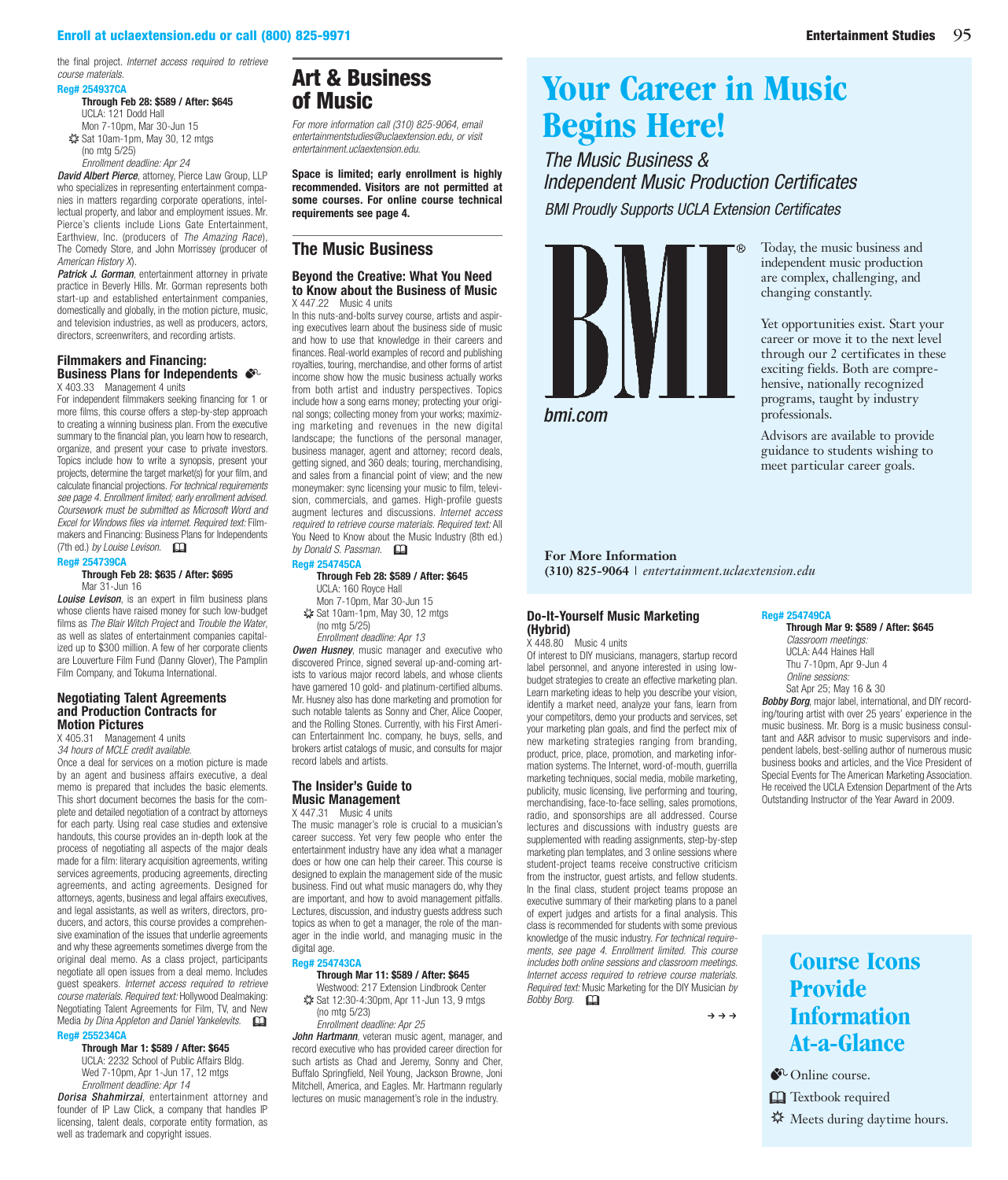the final project. *Internet access required to retrieve course materials.*

**Reg# 254937CA**

**Through Feb 28: $589 / After: $645**
UCLA: 121 Dodd Hall
Mon 7-10pm, Mar 30-Jun 15
☼ Sat 10am-1pm, May 30, 12 mtgs
(no mtg 5/25)
*Enrollment deadline: Apr 24*

***David Albert Pierce***, attorney, Pierce Law Group, LLP who specializes in representing entertainment companies in matters regarding corporate operations, intellectual property, and labor and employment issues. Mr. Pierce's clients include Lions Gate Entertainment, Earthview, Inc. (producers of *The Amazing Race*), The Comedy Store, and John Morrissey (producer of *American History X*).

***Patrick J. Gorman***, entertainment attorney in private practice in Beverly Hills. Mr. Gorman represents both start-up and established entertainment companies, domestically and globally, in the motion picture, music, and television industries, as well as producers, actors, directors, screenwriters, and recording artists.

### Filmmakers and Financing: Business Plans for Independents

X 403.33 Management 4 units

For independent filmmakers seeking financing for 1 or more films, this course offers a step-by-step approach to creating a winning business plan. From the executive summary to the financial plan, you learn how to research, organize, and present your case to private investors. Topics include how to write a synopsis, present your projects, determine the target market(s) for your film, and calculate financial projections. *For technical requirements see page 4. Enrollment limited; early enrollment advised. Coursework must be submitted as Microsoft Word and Excel for Windows files via internet. Required text:* Filmmakers and Financing: Business Plans for Independents (7th ed.) *by Louise Levison.*

**Reg# 254739CA**

**Through Feb 28: $635 / After: $695**
Mar 31-Jun 16

***Louise Levison***, is an expert in film business plans whose clients have raised money for such low-budget films as *The Blair Witch Project* and *Trouble the Water*, as well as slates of entertainment companies capitalized up to $300 million. A few of her corporate clients are Louverture Film Fund (Danny Glover), The Pamplin Film Company, and Tokuma International.

### Negotiating Talent Agreements and Production Contracts for Motion Pictures

X 405.31 Management 4 units
*34 hours of MCLE credit available.*

Once a deal for services on a motion picture is made by an agent and business affairs executive, a deal memo is prepared that includes the basic elements. This short document becomes the basis for the complete and detailed negotiation of a contract by attorneys for each party. Using real case studies and extensive handouts, this course provides an in-depth look at the process of negotiating all aspects of the major deals made for a film: literary acquisition agreements, writing services agreements, producing agreements, directing agreements, and acting agreements. Designed for attorneys, agents, business and legal affairs executives, and legal assistants, as well as writers, directors, producers, and actors, this course provides a comprehensive examination of the issues that underlie agreements and why these agreements sometimes diverge from the original deal memo. As a class project, participants negotiate all open issues from a deal memo. Includes guest speakers. *Internet access required to retrieve course materials. Required text:* Hollywood Dealmaking: Negotiating Talent Agreements for Film, TV, and New Media *by Dina Appleton and Daniel Yankelevits.*

**Reg# 255234CA**

**Through Mar 1: $589 / After: $645**
UCLA: 2232 School of Public Affairs Bldg.
Wed 7-10pm, Apr 1-Jun 17, 12 mtgs
*Enrollment deadline: Apr 14*

***Dorisa Shahmirzai***, entertainment attorney and founder of IP Law Click, a company that handles IP licensing, talent deals, corporate entity formation, as well as trademark and copyright issues.

# Art & Business of Music

*For more information call (310) 825-9064, email entertainmentstudies@uclaextension.edu, or visit entertainment.uclaextension.edu.*

**Space is limited; early enrollment is highly recommended. Visitors are not permitted at some courses. For online course technical requirements see page 4.**

## The Music Business

### Beyond the Creative: What You Need to Know about the Business of Music

X 447.22 Music 4 units

In this nuts-and-bolts survey course, artists and aspiring executives learn about the business side of music and how to use that knowledge in their careers and finances. Real-world examples of record and publishing royalties, touring, merchandise, and other forms of artist income show how the music business actually works from both artist and industry perspectives. Topics include how a song earns money; protecting your original songs; collecting money from your works; maximizing marketing and revenues in the new digital landscape; the functions of the personal manager, business manager, agent and attorney; record deals, getting signed, and 360 deals; touring, merchandising, and sales from a financial point of view; and the new moneymaker: sync licensing your music to film, television, commercials, and games. High-profile guests augment lectures and discussions. *Internet access required to retrieve course materials. Required text:* All You Need to Know about the Music Industry (8th ed.) *by Donald S. Passman.*

**Reg# 254745CA**

**Through Feb 28: $589 / After: $645**
UCLA: 160 Royce Hall
Mon 7-10pm, Mar 30-Jun 15
☼ Sat 10am-1pm, May 30, 12 mtgs
(no mtg 5/25)
*Enrollment deadline: Apr 13*

***Owen Husney***, music manager and executive who discovered Prince, signed several up-and-coming artists to various major record labels, and whose clients have garnered 10 gold- and platinum-certified albums. Mr. Husney also has done marketing and promotion for such notable talents as Sonny and Cher, Alice Cooper, and the Rolling Stones. Currently, with his First American Entertainment Inc. company, he buys, sells, and brokers artist catalogs of music, and consults for major record labels and artists.

### The Insider's Guide to Music Management

X 447.31 Music 4 units

The music manager's role is crucial to a musician's career success. Yet very few people who enter the entertainment industry have any idea what a manager does or how one can help their career. This course is designed to explain the management side of the music business. Find out what music managers do, why they are important, and how to avoid management pitfalls. Lectures, discussion, and industry guests address such topics as when to get a manager, the role of the manager in the indie world, and managing music in the digital age.

**Reg# 254743CA**

**Through Mar 11: $589 / After: $645**
Westwood: 217 Extension Lindbrook Center
☼ Sat 12:30-4:30pm, Apr 11-Jun 13, 9 mtgs
(no mtg 5/23)
*Enrollment deadline: Apr 25*

***John Hartmann***, veteran music agent, manager, and record executive who has provided career direction for such artists as Chad and Jeremy, Sonny and Cher, Buffalo Springfield, Neil Young, Jackson Browne, Joni Mitchell, America, and Eagles. Mr. Hartmann regularly lectures on music management's role in the industry.

# Your Career in Music Begins Here!

## *The Music Business & Independent Music Production Certificates*

*BMI Proudly Supports UCLA Extension Certificates*

BMI®

*bmi.com*

Today, the music business and independent music production are complex, challenging, and changing constantly.

Yet opportunities exist. Start your career or move it to the next level through our 2 certificates in these exciting fields. Both are comprehensive, nationally recognized programs, taught by industry professionals.

Advisors are available to provide guidance to students wishing to meet particular career goals.

**For More Information**
**(310) 825-9064** | *entertainment.uclaextension.edu*

### Do-It-Yourself Music Marketing (Hybrid)

X 448.80 Music 4 units

Of interest to DIY musicians, managers, startup record label personnel, and anyone interested in using low-budget strategies to create an effective marketing plan. Learn marketing ideas to help you describe your vision, identify a market need, analyze your fans, learn from your competitors, demo your products and services, set your marketing plan goals, and find the perfect mix of new marketing strategies ranging from branding, product, price, place, promotion, and marketing information systems. The Internet, word-of-mouth, guerrilla marketing techniques, social media, mobile marketing, publicity, music licensing, live performing and touring, merchandising, face-to-face selling, sales promotions, radio, and sponsorships are all addressed. Course lectures and discussions with industry guests are supplemented with reading assignments, step-by-step marketing plan templates, and 3 online sessions where student-project teams receive constructive criticism from the instructor, guest artists, and fellow students. In the final class, student project teams propose an executive summary of their marketing plans to a panel of expert judges and artists for a final analysis. This class is recommended for students with some previous knowledge of the music industry. *For technical requirements, see page 4. Enrollment limited. This course includes both online sessions and classroom meetings. Internet access required to retrieve course materials. Required text:* Music Marketing for the DIY Musician *by Bobby Borg.*

→ → →

**Reg# 254749CA**

**Through Mar 9: $589 / After: $645**
*Classroom meetings:*
UCLA: A44 Haines Hall
Thu 7-10pm, Apr 9-Jun 4
*Online sessions:*
Sat Apr 25; May 16 & 30

***Bobby Borg***, major label, international, and DIY recording/touring artist with over 25 years' experience in the music business. Mr. Borg is a music business consultant and A&R advisor to music supervisors and independent labels, best-selling author of numerous music business books and articles, and the Vice President of Special Events for The American Marketing Association. He received the UCLA Extension Department of the Arts Outstanding Instructor of the Year Award in 2009.

## Course Icons Provide Information At-a-Glance

- Online course.
- Textbook required
- ☼ Meets during daytime hours.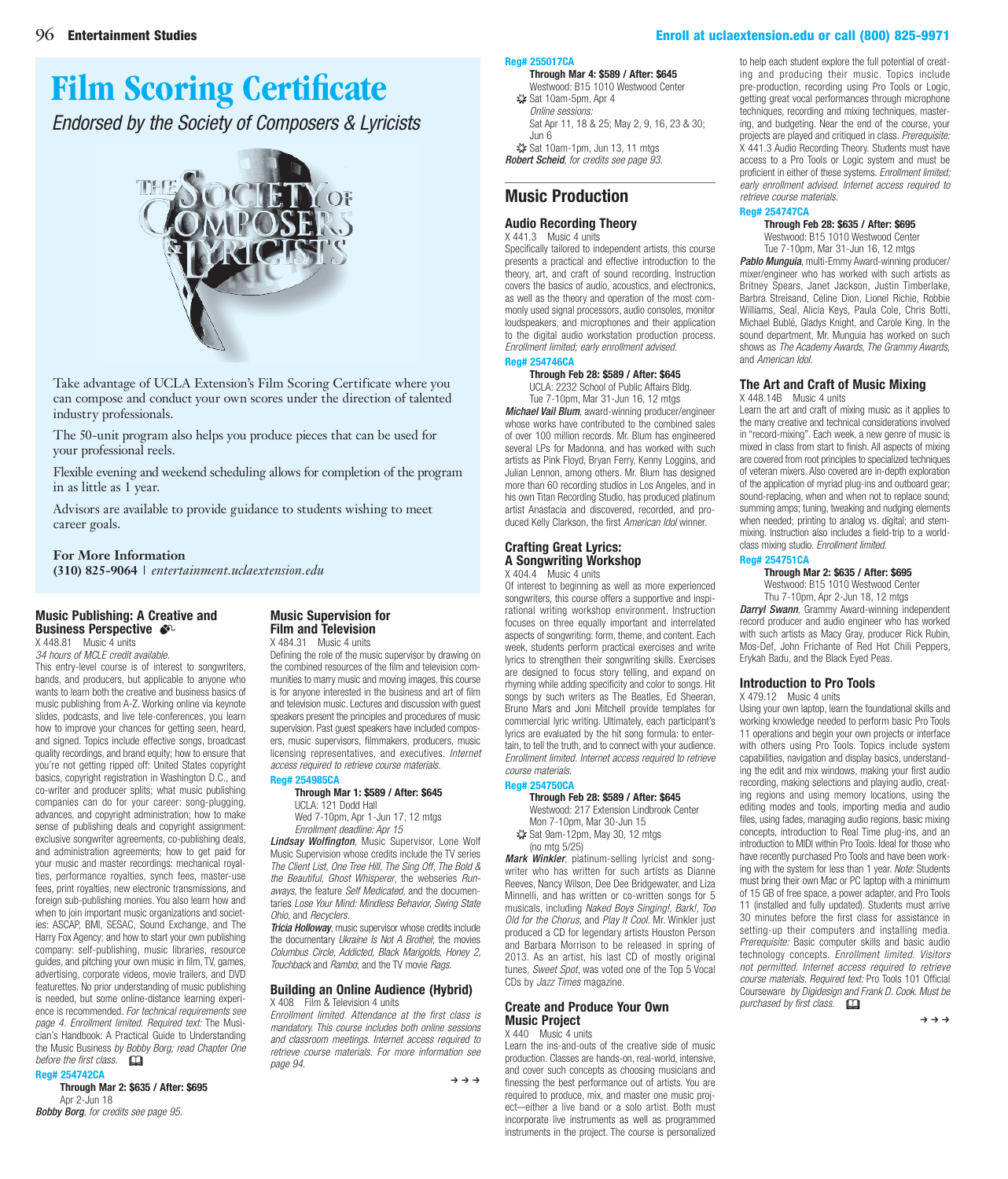# Film Scoring Certificate

*Endorsed by the Society of Composers & Lyricists*

Take advantage of UCLA Extension's Film Scoring Certificate where you can compose and conduct your own scores under the direction of talented industry professionals.

The 50-unit program also helps you produce pieces that can be used for your professional reels.

Flexible evening and weekend scheduling allows for completion of the program in as little as 1 year.

Advisors are available to provide guidance to students wishing to meet career goals.

**For More Information**
**(310) 825-9064** | *entertainment.uclaextension.edu*

### Music Publishing: A Creative and Business Perspective

X 448.81 Music 4 units

*34 hours of MCLE credit available.*

This entry-level course is of interest to songwriters, bands, and producers, but applicable to anyone who wants to learn both the creative and business basics of music publishing from A-Z. Working online via keynote slides, podcasts, and live tele-conferences, you learn how to improve your chances for getting seen, heard, and signed. Topics include effective songs, broadcast quality recordings, and brand equity; how to ensure that you're not getting ripped off: United States copyright basics, copyright registration in Washington D.C., and co-writer and producer splits; what music publishing companies can do for your career: song-plugging, advances, and copyright administration; how to make sense of publishing deals and copyright assignment: exclusive songwriter agreements, co-publishing deals, and administration agreements; how to get paid for your music and master recordings: mechanical royalties, performance royalties, synch fees, master-use fees, print royalties, new electronic transmissions, and foreign sub-publishing monies. You also learn how and when to join important music organizations and societies: ASCAP, BMI, SESAC, Sound Exchange, and The Harry Fox Agency; and how to start your own publishing company: self-publishing, music libraries, resource guides, and pitching your own music in film, TV, games, advertising, corporate videos, movie trailers, and DVD featurettes. No prior understanding of music publishing is needed, but some online-distance learning experience is recommended. *For technical requirements see page 4. Enrollment limited. Required text:* The Musician's Handbook: A Practical Guide to Understanding the Music Business *by Bobby Borg; read Chapter One before the first class.*

**Reg# 254742CA**
**Through Mar 2: $635 / After: $695**
Apr 2-Jun 18
***Bobby Borg****, for credits see page 95.*

### Music Supervision for Film and Television

X 484.31 Music 4 units

Defining the role of the music supervisor by drawing on the combined resources of the film and television communities to marry music and moving images, this course is for anyone interested in the business and art of film and television music. Lectures and discussion with guest speakers present the principles and procedures of music supervision. Past guest speakers have included composers, music supervisors, filmmakers, producers, music licensing representatives, and executives. *Internet access required to retrieve course materials.*

**Reg# 254985CA**
**Through Mar 1: $589 / After: $645**
UCLA: 121 Dodd Hall
Wed 7-10pm, Apr 1-Jun 17, 12 mtgs
*Enrollment deadline: Apr 15*

***Lindsay Wolfington***, Music Supervisor, Lone Wolf Music Supervision whose credits include the TV series *The Client List, One Tree Hill, The Sing Off, The Bold & the Beautiful, Ghost Whisperer*, the webseries *Runaways*, the feature *Self Medicated*, and the documentaries *Lose Your Mind: Mindless Behavior, Swing State Ohio*, and *Recyclers.*

***Tricia Holloway***, music supervisor whose credits include the documentary *Ukraine Is Not A Brothel*; the movies *Columbus Circle, Addicted, Black Marigolds, Honey 2, Touchback* and *Rambo*; and the TV movie *Rags.*

### Building an Online Audience (Hybrid)

X 408 Film & Television 4 units

*Enrollment limited. Attendance at the first class is mandatory. This course includes both online sessions and classroom meetings. Internet access required to retrieve course materials. For more information see page 94.*

**Reg# 255017CA**
**Through Mar 4: $589 / After: $645**
Westwood: B15 1010 Westwood Center
Sat 10am-5pm, Apr 4
*Online sessions:*
Sat Apr 11, 18 & 25; May 2, 9, 16, 23 & 30; Jun 6
Sat 10am-1pm, Jun 13, 11 mtgs
***Robert Scheid****, for credits see page 93.*

## Music Production

### Audio Recording Theory

X 441.3 Music 4 units

Specifically tailored to independent artists, this course presents a practical and effective introduction to the theory, art, and craft of sound recording. Instruction covers the basics of audio, acoustics, and electronics, as well as the theory and operation of the most commonly used signal processors, audio consoles, monitor loudspeakers, and microphones and their application to the digital audio workstation production process. *Enrollment limited; early enrollment advised.*

**Reg# 254746CA**
**Through Feb 28: $589 / After: $645**
UCLA: 2232 School of Public Affairs Bldg.
Tue 7-10pm, Mar 31-Jun 16, 12 mtgs

***Michael Vail Blum***, award-winning producer/engineer whose works have contributed to the combined sales of over 100 million records. Mr. Blum has engineered several LPs for Madonna, and has worked with such artists as Pink Floyd, Bryan Ferry, Kenny Loggins, and Julian Lennon, among others. Mr. Blum has designed more than 60 recording studios in Los Angeles, and in his own Titan Recording Studio, has produced platinum artist Anastacia and discovered, recorded, and produced Kelly Clarkson, the first *American Idol* winner.

### Crafting Great Lyrics: A Songwriting Workshop

X 404.4 Music 4 units

Of interest to beginning as well as more experienced songwriters, this course offers a supportive and inspirational writing workshop environment. Instruction focuses on three equally important and interrelated aspects of songwriting: form, theme, and content. Each week, students perform practical exercises and write lyrics to strengthen their songwriting skills. Exercises are designed to focus story telling, and expand on rhyming while adding specificity and color to songs. Hit songs by such writers as The Beatles, Ed Sheeran, Bruno Mars and Joni Mitchell provide templates for commercial lyric writing. Ultimately, each participant's lyrics are evaluated by the hit song formula: to entertain, to tell the truth, and to connect with your audience. *Enrollment limited. Internet access required to retrieve course materials.*

**Reg# 254750CA**
**Through Feb 28: $589 / After: $645**
Westwood: 217 Extension Lindbrook Center
Mon 7-10pm, Mar 30-Jun 15
Sat 9am-12pm, May 30, 12 mtgs
(no mtg 5/25)

***Mark Winkler***, platinum-selling lyricist and songwriter who has written for such artists as Dianne Reeves, Nancy Wilson, Dee Dee Bridgewater, and Liza Minnelli, and has written or co-written songs for 5 musicals, including *Naked Boys Singing!, Bark!, Too Old for the Chorus*, and *Play It Cool.* Mr. Winkler just produced a CD for legendary artists Houston Person and Barbara Morrison to be released in spring of 2013. As an artist, his last CD of mostly original tunes, *Sweet Spot*, was voted one of the Top 5 Vocal CDs by *Jazz Times* magazine.

### Create and Produce Your Own Music Project

X 440 Music 4 units

Learn the ins-and-outs of the creative side of music production. Classes are hands-on, real-world, intensive, and cover such concepts as choosing musicians and finessing the best performance out of artists. You are required to produce, mix, and master one music project—either a live band or a solo artist. Both must incorporate live instruments as well as programmed instruments in the project. The course is personalized to help each student explore the full potential of creating and producing their music. Topics include pre-production, recording using Pro Tools or Logic, getting great vocal performances through microphone techniques, recording and mixing techniques, mastering, and budgeting. Near the end of the course, your projects are played and critiqued in class. *Prerequisite:* X 441.3 Audio Recording Theory. Students must have access to a Pro Tools or Logic system and must be proficient in either of these systems. *Enrollment limited; early enrollment advised. Internet access required to retrieve course materials.*

**Reg# 254747CA**
**Through Feb 28: $635 / After: $695**
Westwood: B15 1010 Westwood Center
Tue 7-10pm, Mar 31-Jun 16, 12 mtgs

***Pablo Munguia***, multi-Emmy Award-winning producer/mixer/engineer who has worked with such artists as Britney Spears, Janet Jackson, Justin Timberlake, Barbra Streisand, Celine Dion, Lionel Richie, Robbie Williams, Seal, Alicia Keys, Paula Cole, Chris Botti, Michael Bublé, Gladys Knight, and Carole King. In the sound department, Mr. Munguia has worked on such shows as *The Academy Awards, The Grammy Awards*, and *American Idol.*

### The Art and Craft of Music Mixing

X 448.14B Music 4 units

Learn the art and craft of mixing music as it applies to the many creative and technical considerations involved in "record-mixing". Each week, a new genre of music is mixed in class from start to finish. All aspects of mixing are covered from root principles to specialized techniques of veteran mixers. Also covered are in-depth exploration of the application of myriad plug-ins and outboard gear; sound-replacing, when and when not to replace sound; summing amps; tuning, tweaking and nudging elements when needed; printing to analog vs. digital; and stem-mixing. Instruction also includes a field-trip to a world-class mixing studio. *Enrollment limited.*

**Reg# 254751CA**
**Through Mar 2: $635 / After: $695**
Westwood: B15 1010 Westwood Center
Thu 7-10pm, Apr 2-Jun 18, 12 mtgs

***Darryl Swann***, Grammy Award-winning independent record producer and audio engineer who has worked with such artists as Macy Gray, producer Rick Rubin, Mos-Def, John Frichante of Red Hot Chili Peppers, Erykah Badu, and the Black Eyed Peas.

### Introduction to Pro Tools

X 479.12 Music 4 units

Using your own laptop, learn the foundational skills and working knowledge needed to perform basic Pro Tools 11 operations and begin your own projects or interface with others using Pro Tools. Topics include system capabilities, navigation and display basics, understanding the edit and mix windows, making your first audio recording, making selections and playing audio, creating regions and using memory locations, using the editing modes and tools, importing media and audio files, using fades, managing audio regions, basic mixing concepts, introduction to Real Time plug-ins, and an introduction to MIDI within Pro Tools. Ideal for those who have recently purchased Pro Tools and have been working with the system for less than 1 year. *Note*: Students must bring their own Mac or PC laptop with a minimum of 15 GB of free space, a power adapter, and Pro Tools 11 (installed and fully updated). Students must arrive 30 minutes before the first class for assistance in setting-up their computers and installing media. *Prerequisite:* Basic computer skills and basic audio technology concepts. *Enrollment limited. Visitors not permitted. Internet access required to retrieve course materials. Required text:* Pro Tools 101 Official Courseware *by Digidesign and Frank D. Cook. Must be purchased by first class.*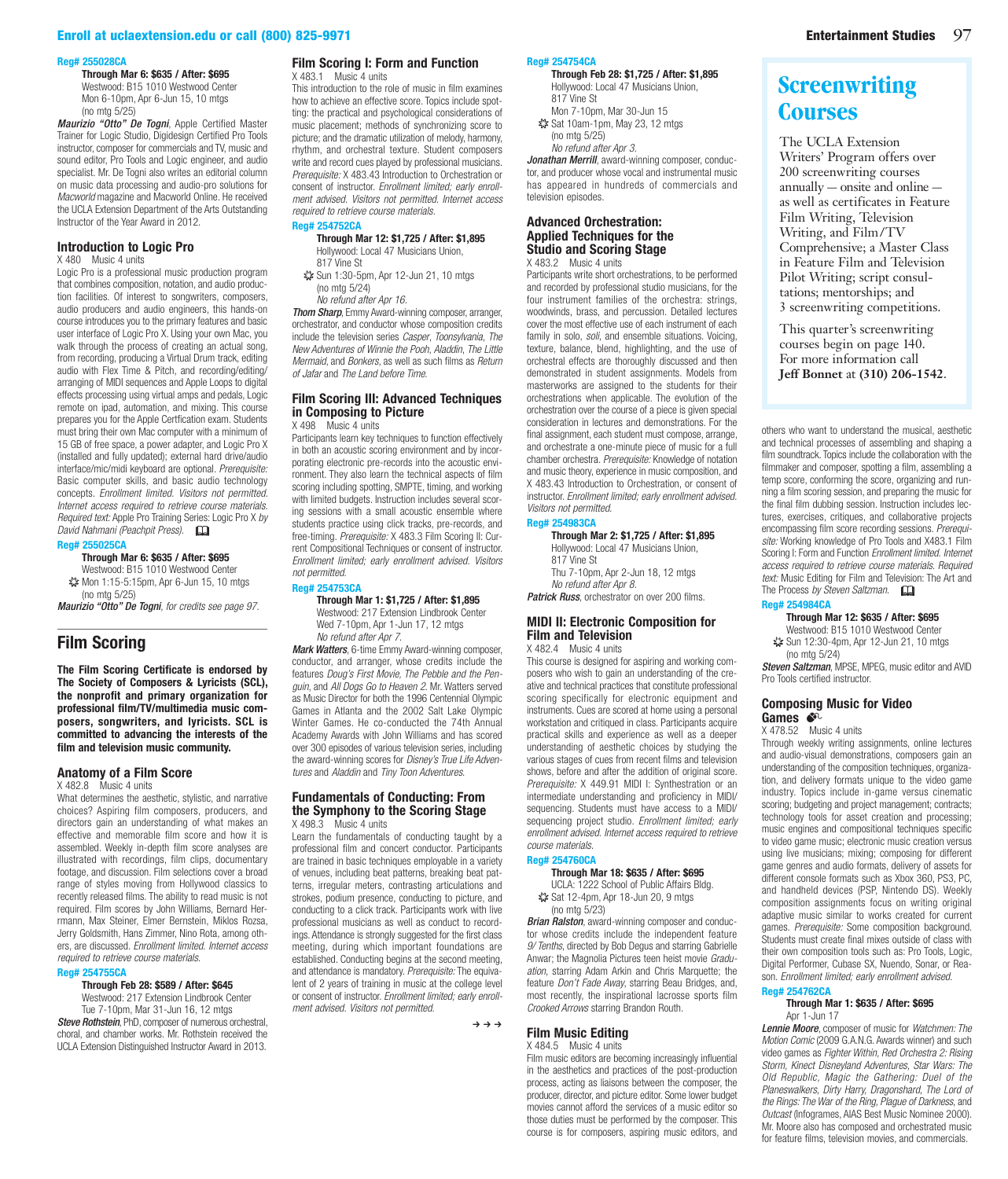**Reg# 255028CA**

**Through Mar 6: $635 / After: $695**
Westwood: B15 1010 Westwood Center
Mon 6-10pm, Apr 6-Jun 15, 10 mtgs
(no mtg 5/25)

***Maurizio "Otto" De Togni***, Apple Certified Master Trainer for Logic Studio, Digidesign Certified Pro Tools instructor, composer for commercials and TV, music and sound editor, Pro Tools and Logic engineer, and audio specialist. Mr. De Togni also writes an editorial column on music data processing and audio-pro solutions for *Macworld* magazine and Macworld Online. He received the UCLA Extension Department of the Arts Outstanding Instructor of the Year Award in 2012.

### Introduction to Logic Pro

X 480 Music 4 units

Logic Pro is a professional music production program that combines composition, notation, and audio production facilities. Of interest to songwriters, composers, audio producers and audio engineers, this hands-on course introduces you to the primary features and basic user interface of Logic Pro X. Using your own Mac, you walk through the process of creating an actual song, from recording, producing a Virtual Drum track, editing audio with Flex Time & Pitch, and recording/editing/arranging of MIDI sequences and Apple Loops to digital effects processing using virtual amps and pedals, Logic remote on ipad, automation, and mixing. This course prepares you for the Apple Certfication exam. Students must bring their own Mac computer with a minimum of 15 GB of free space, a power adapter, and Logic Pro X (installed and fully updated); external hard drive/audio interface/mic/midi keyboard are optional. *Prerequisite:* Basic computer skills, and basic audio technology concepts. *Enrollment limited. Visitors not permitted. Internet access required to retrieve course materials. Required text:* Apple Pro Training Series: Logic Pro X *by David Nahmani (Peachpit Press).*

**Reg# 255025CA**

**Through Mar 6: $635 / After: $695**
Westwood: B15 1010 Westwood Center
Mon 1:15-5:15pm, Apr 6-Jun 15, 10 mtgs
(no mtg 5/25)

***Maurizio "Otto" De Togni***, *for credits see page 97.*

## Film Scoring

**The Film Scoring Certificate is endorsed by The Society of Composers & Lyricists (SCL), the nonprofit and primary organization for professional film/TV/multimedia music composers, songwriters, and lyricists. SCL is committed to advancing the interests of the film and television music community.**

### Anatomy of a Film Score

X 482.8 Music 4 units

What determines the aesthetic, stylistic, and narrative choices? Aspiring film composers, producers, and directors gain an understanding of what makes an effective and memorable film score and how it is assembled. Weekly in-depth film score analyses are illustrated with recordings, film clips, documentary footage, and discussion. Film selections cover a broad range of styles moving from Hollywood classics to recently released films. The ability to read music is not required. Film scores by John Williams, Bernard Herrmann, Max Steiner, Elmer Bernstein, Miklos Rozsa, Jerry Goldsmith, Hans Zimmer, Nino Rota, among others, are discussed. *Enrollment limited. Internet access required to retrieve course materials.*

**Reg# 254755CA**

**Through Feb 28: $589 / After: $645**
Westwood: 217 Extension Lindbrook Center
Tue 7-10pm, Mar 31-Jun 16, 12 mtgs

***Steve Rothstein***, PhD, composer of numerous orchestral, choral, and chamber works. Mr. Rothstein received the UCLA Extension Distinguished Instructor Award in 2013.

### Film Scoring I: Form and Function

X 483.1 Music 4 units

This introduction to the role of music in film examines how to achieve an effective score. Topics include spotting: the practical and psychological considerations of music placement; methods of synchronizing score to picture; and the dramatic utilization of melody, harmony, rhythm, and orchestral texture. Student composers write and record cues played by professional musicians. *Prerequisite:* X 483.43 Introduction to Orchestration or consent of instructor. *Enrollment limited; early enrollment advised. Visitors not permitted. Internet access required to retrieve course materials.*

**Reg# 254752CA**

**Through Mar 12: $1,725 / After: $1,895**
Hollywood: Local 47 Musicians Union,
817 Vine St
Sun 1:30-5pm, Apr 12-Jun 21, 10 mtgs
(no mtg 5/24)
*No refund after Apr 16.*

***Thom Sharp***, Emmy Award-winning composer, arranger, orchestrator, and conductor whose composition credits include the television series *Casper*, *Toonsylvania*, *The New Adventures of Winnie the Pooh*, *Aladdin*, *The Little Mermaid*, and *Bonkers*, as well as such films as *Return of Jafar* and *The Land before Time*.

### Film Scoring III: Advanced Techniques in Composing to Picture

X 498 Music 4 units

Participants learn key techniques to function effectively in both an acoustic scoring environment and by incorporating electronic pre-records into the acoustic environment. They also learn the technical aspects of film scoring including spotting, SMPTE, timing, and working with limited budgets. Instruction includes several scoring sessions with a small acoustic ensemble where students practice using click tracks, pre-records, and free-timing. *Prerequisite:* X 483.3 Film Scoring II: Current Compositional Techniques or consent of instructor. *Enrollment limited; early enrollment advised. Visitors not permitted.*

**Reg# 254753CA**

**Through Mar 1: $1,725 / After: $1,895**
Westwood: 217 Extension Lindbrook Center
Wed 7-10pm, Apr 1-Jun 17, 12 mtgs
*No refund after Apr 7.*

***Mark Watters***, 6-time Emmy Award-winning composer, conductor, and arranger, whose credits include the features *Doug's First Movie*, *The Pebble and the Penguin*, and *All Dogs Go to Heaven 2.* Mr. Watters served as Music Director for both the 1996 Centennial Olympic Games in Atlanta and the 2002 Salt Lake Olympic Winter Games. He co-conducted the 74th Annual Academy Awards with John Williams and has scored over 300 episodes of various television series, including the award-winning scores for *Disney's True Life Adventures* and *Aladdin* and *Tiny Toon Adventures.*

### Fundamentals of Conducting: From the Symphony to the Scoring Stage

X 498.3 Music 4 units

Learn the fundamentals of conducting taught by a professional film and concert conductor. Participants are trained in basic techniques employable in a variety of venues, including beat patterns, breaking beat patterns, irregular meters, contrasting articulations and strokes, podium presence, conducting to picture, and conducting to a click track. Participants work with live professional musicians as well as conduct to recordings. Attendance is strongly suggested for the first class meeting, during which important foundations are established. Conducting begins at the second meeting, and attendance is mandatory. *Prerequisite:* The equivalent of 2 years of training in music at the college level or consent of instructor. *Enrollment limited; early enrollment advised. Visitors not permitted.*

**Reg# 254754CA**

**Through Feb 28: $1,725 / After: $1,895**
Hollywood: Local 47 Musicians Union,
817 Vine St
Mon 7-10pm, Mar 30-Jun 15
Sat 10am-1pm, May 23, 12 mtgs
(no mtg 5/25)
*No refund after Apr 3.*

***Jonathan Merrill***, award-winning composer, conductor, and producer whose vocal and instrumental music has appeared in hundreds of commercials and television episodes.

### Advanced Orchestration: Applied Techniques for the Studio and Scoring Stage

X 483.2 Music 4 units

Participants write short orchestrations, to be performed and recorded by professional studio musicians, for the four instrument families of the orchestra: strings, woodwinds, brass, and percussion. Detailed lectures cover the most effective use of each instrument of each family in solo, *soli*, and ensemble situations. Voicing, texture, balance, blend, highlighting, and the use of orchestral effects are thoroughly discussed and then demonstrated in student assignments. Models from masterworks are assigned to the students for their orchestrations when applicable. The evolution of the orchestration over the course of a piece is given special consideration in lectures and demonstrations. For the final assignment, each student must compose, arrange, and orchestrate a one-minute piece of music for a full chamber orchestra. *Prerequisite:* Knowledge of notation and music theory, experience in music composition, and X 483.43 Introduction to Orchestration, or consent of instructor. *Enrollment limited; early enrollment advised. Visitors not permitted.*

**Reg# 254983CA**

**Through Mar 2: $1,725 / After: $1,895**
Hollywood: Local 47 Musicians Union,
817 Vine St
Thu 7-10pm, Apr 2-Jun 18, 12 mtgs
*No refund after Apr 8.*

***Patrick Russ***, orchestrator on over 200 films.

### MIDI II: Electronic Composition for Film and Television

X 482.4 Music 4 units

This course is designed for aspiring and working composers who wish to gain an understanding of the creative and technical practices that constitute professional scoring specifically for electronic equipment and instruments. Cues are scored at home using a personal workstation and critiqued in class. Participants acquire practical skills and experience as well as a deeper understanding of aesthetic choices by studying the various stages of cues from recent films and television shows, before and after the addition of original score. *Prerequisite:* X 449.91 MIDI I: Synthestration or an intermediate understanding and proficiency in MIDI/sequencing. Students must have access to a MIDI/sequencing project studio. *Enrollment limited; early enrollment advised. Internet access required to retrieve course materials.*

**Reg# 254760CA**

**Through Mar 18: $635 / After: $695**
UCLA: 1222 School of Public Affairs Bldg.
Sat 12-4pm, Apr 18-Jun 20, 9 mtgs
(no mtg 5/23)

***Brian Ralston***, award-winning composer and conductor whose credits include the independent feature *9/ Tenths*, directed by Bob Degus and starring Gabrielle Anwar; the Magnolia Pictures teen heist movie *Graduation*, starring Adam Arkin and Chris Marquette; the feature *Don't Fade Away*, starring Beau Bridges, and, most recently, the inspirational lacrosse sports film *Crooked Arrows* starring Brandon Routh.

### Film Music Editing

X 484.5 Music 4 units

Film music editors are becoming increasingly influential in the aesthetics and practices of the post-production process, acting as liaisons between the composer, the producer, director, and picture editor. Some lower budget movies cannot afford the services of a music editor so those duties must be performed by the composer. This course is for composers, aspiring music editors, and others who want to understand the musical, aesthetic and technical processes of assembling and shaping a film soundtrack. Topics include the collaboration with the filmmaker and composer, spotting a film, assembling a temp score, conforming the score, organizing and running a film scoring session, and preparing the music for the final film dubbing session. Instruction includes lectures, exercises, critiques, and collaborative projects encompassing film score recording sessions. *Prerequisite:* Working knowledge of Pro Tools and X483.1 Film Scoring I: Form and Function *Enrollment limited. Internet access required to retrieve course materials. Required text:* Music Editing for Film and Television: The Art and The Process *by Steven Saltzman.*

**Reg# 254984CA**

**Through Mar 12: $635 / After: $695**
Westwood: B15 1010 Westwood Center
Sun 12:30-4pm, Apr 12-Jun 21, 10 mtgs
(no mtg 5/24)

***Steven Saltzman***, MPSE, MPEG, music editor and AVID Pro Tools certified instructor.

## Screenwriting Courses

The UCLA Extension Writers' Program offers over 200 screenwriting courses annually — onsite and online — as well as certificates in Feature Film Writing, Television Writing, and Film/TV Comprehensive; a Master Class in Feature Film and Television Pilot Writing; script consultations; mentorships; and 3 screenwriting competitions.

This quarter's screenwriting courses begin on page 140. For more information call **Jeff Bonnet** at **(310) 206-1542**.

### Composing Music for Video Games

X 478.52 Music 4 units

Through weekly writing assignments, online lectures and audio-visual demonstrations, composers gain an understanding of the composition techniques, organization, and delivery formats unique to the video game industry. Topics include in-game versus cinematic scoring; budgeting and project management; contracts; technology tools for asset creation and processing; music engines and compositional techniques specific to video game music; electronic music creation versus using live musicians; mixing; composing for different game genres and audio formats, delivery of assets for different console formats such as Xbox 360, PS3, PC, and handheld devices (PSP, Nintendo DS). Weekly composition assignments focus on writing original adaptive music similar to works created for current games. *Prerequisite:* Some composition background. Students must create final mixes outside of class with their own composition tools such as: Pro Tools, Logic, Digital Performer, Cubase SX, Nuendo, Sonar, or Reason. *Enrollment limited; early enrollment advised.*

**Reg# 254762CA**

**Through Mar 1: $635 / After: $695**
Apr 1-Jun 17

***Lennie Moore***, composer of music for *Watchmen: The Motion Comic* (2009 G.A.N.G. Awards winner) and such video games as *Fighter Within*, *Red Orchestra 2: Rising Storm*, *Kinect Disneyland Adventures*, *Star Wars: The Old Republic*, *Magic the Gathering: Duel of the Planeswalkers*, *Dirty Harry*, *Dragonshard*, *The Lord of the Rings: The War of the Ring*, *Plague of Darkness*, and *Outcast* (Infogrames, AIAS Best Music Nominee 2000). Mr. Moore also has composed and orchestrated music for feature films, television movies, and commercials.